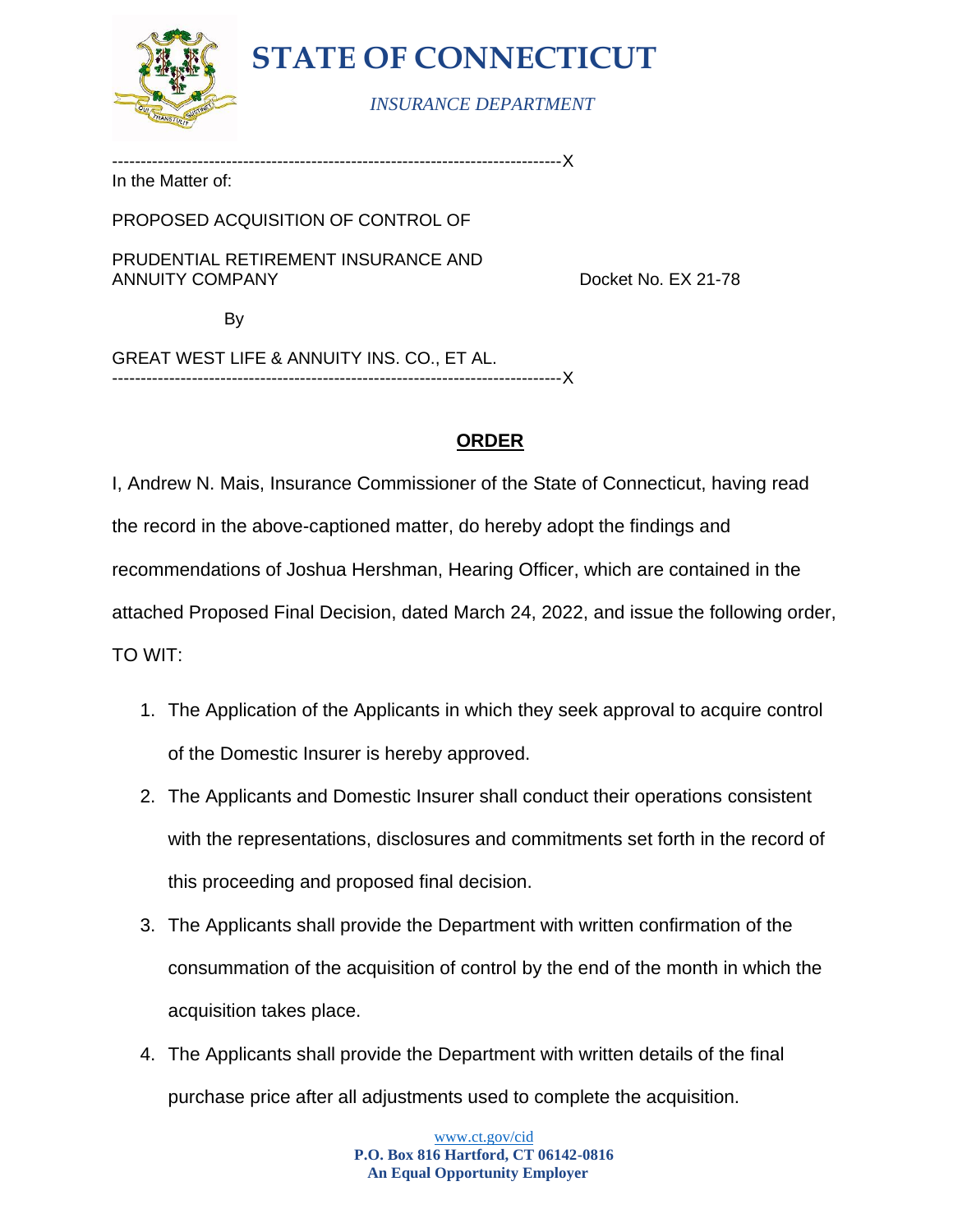# STATE OF CONNECTICUT

*INSURANCE DEPARTMENT*

--------------------------------------------------------------------------------X

In the Matter of:

PROPOSED ACQUISITION OF CONTROL OF

PRUDENTIAL RETIREMENT INSURANCE AND ANNUITY COMPANY

Docket No. EX 21-78

By

GREAT WEST LIFE & ANNUITY INS. CO., ET AL.

--------------------------------------------------------------------------------X

## ORDER

I, Andrew N. Mais, Insurance Commissioner of the State of Connecticut, having read the record in the above-captioned matter, do hereby adopt the findings and recommendations of Joshua Hershman, Hearing Officer, which are contained in the attached Proposed Final Decision, dated March 24, 2022, and issue the following order, TO WIT:

1. The Application of the Applicants in which they seek approval to acquire control of the Domestic Insurer is hereby approved.
2. The Applicants and Domestic Insurer shall conduct their operations consistent with the representations, disclosures and commitments set forth in the record of this proceeding and proposed final decision.
3. The Applicants shall provide the Department with written confirmation of the consummation of the acquisition of control by the end of the month in which the acquisition takes place.
4. The Applicants shall provide the Department with written details of the final purchase price after all adjustments used to complete the acquisition.

www.ct.gov/cid
**P.O. Box 816 Hartford, CT 06142-0816**
**An Equal Opportunity Employer**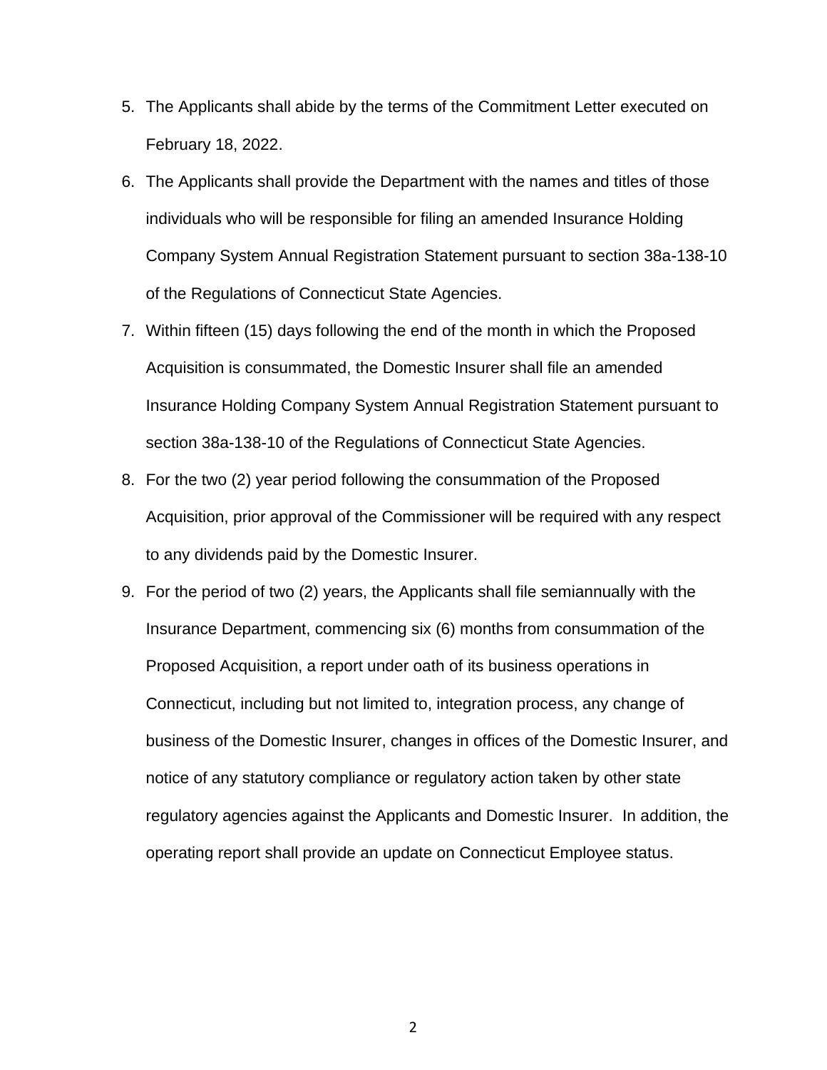5. The Applicants shall abide by the terms of the Commitment Letter executed on February 18, 2022.
6. The Applicants shall provide the Department with the names and titles of those individuals who will be responsible for filing an amended Insurance Holding Company System Annual Registration Statement pursuant to section 38a-138-10 of the Regulations of Connecticut State Agencies.
7. Within fifteen (15) days following the end of the month in which the Proposed Acquisition is consummated, the Domestic Insurer shall file an amended Insurance Holding Company System Annual Registration Statement pursuant to section 38a-138-10 of the Regulations of Connecticut State Agencies.
8. For the two (2) year period following the consummation of the Proposed Acquisition, prior approval of the Commissioner will be required with any respect to any dividends paid by the Domestic Insurer.
9. For the period of two (2) years, the Applicants shall file semiannually with the Insurance Department, commencing six (6) months from consummation of the Proposed Acquisition, a report under oath of its business operations in Connecticut, including but not limited to, integration process, any change of business of the Domestic Insurer, changes in offices of the Domestic Insurer, and notice of any statutory compliance or regulatory action taken by other state regulatory agencies against the Applicants and Domestic Insurer. In addition, the operating report shall provide an update on Connecticut Employee status.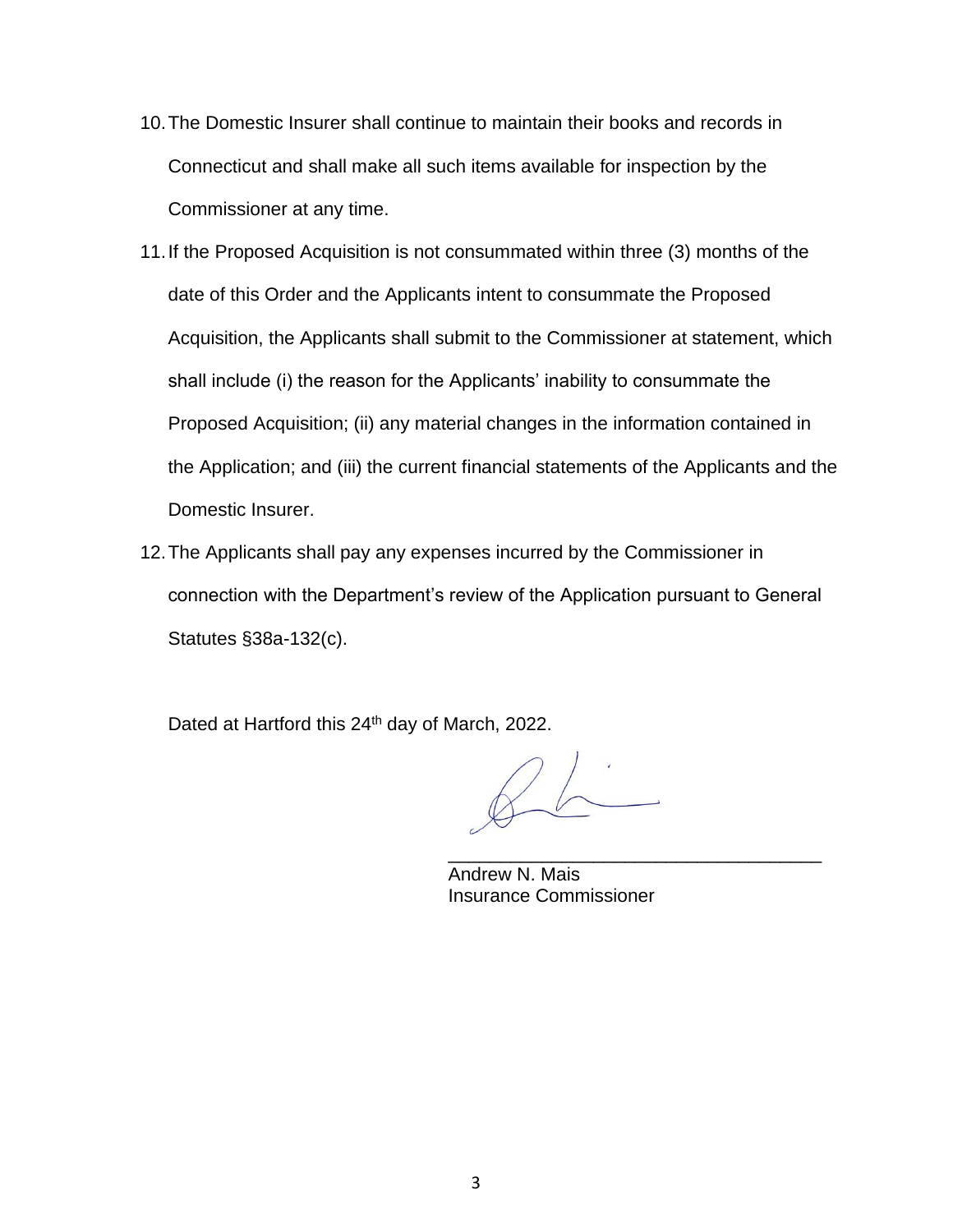10. The Domestic Insurer shall continue to maintain their books and records in Connecticut and shall make all such items available for inspection by the Commissioner at any time.

11. If the Proposed Acquisition is not consummated within three (3) months of the date of this Order and the Applicants intent to consummate the Proposed Acquisition, the Applicants shall submit to the Commissioner at statement, which shall include (i) the reason for the Applicants' inability to consummate the Proposed Acquisition; (ii) any material changes in the information contained in the Application; and (iii) the current financial statements of the Applicants and the Domestic Insurer.

12. The Applicants shall pay any expenses incurred by the Commissioner in connection with the Department's review of the Application pursuant to General Statutes §38a-132(c).

Dated at Hartford this 24th day of March, 2022.

\_\_\_\_\_\_\_\_\_\_\_\_\_\_\_\_\_\_\_\_\_\_\_\_\_\_\_\_\_\_\_\_\_\_\_\_

Andrew N. Mais
Insurance Commissioner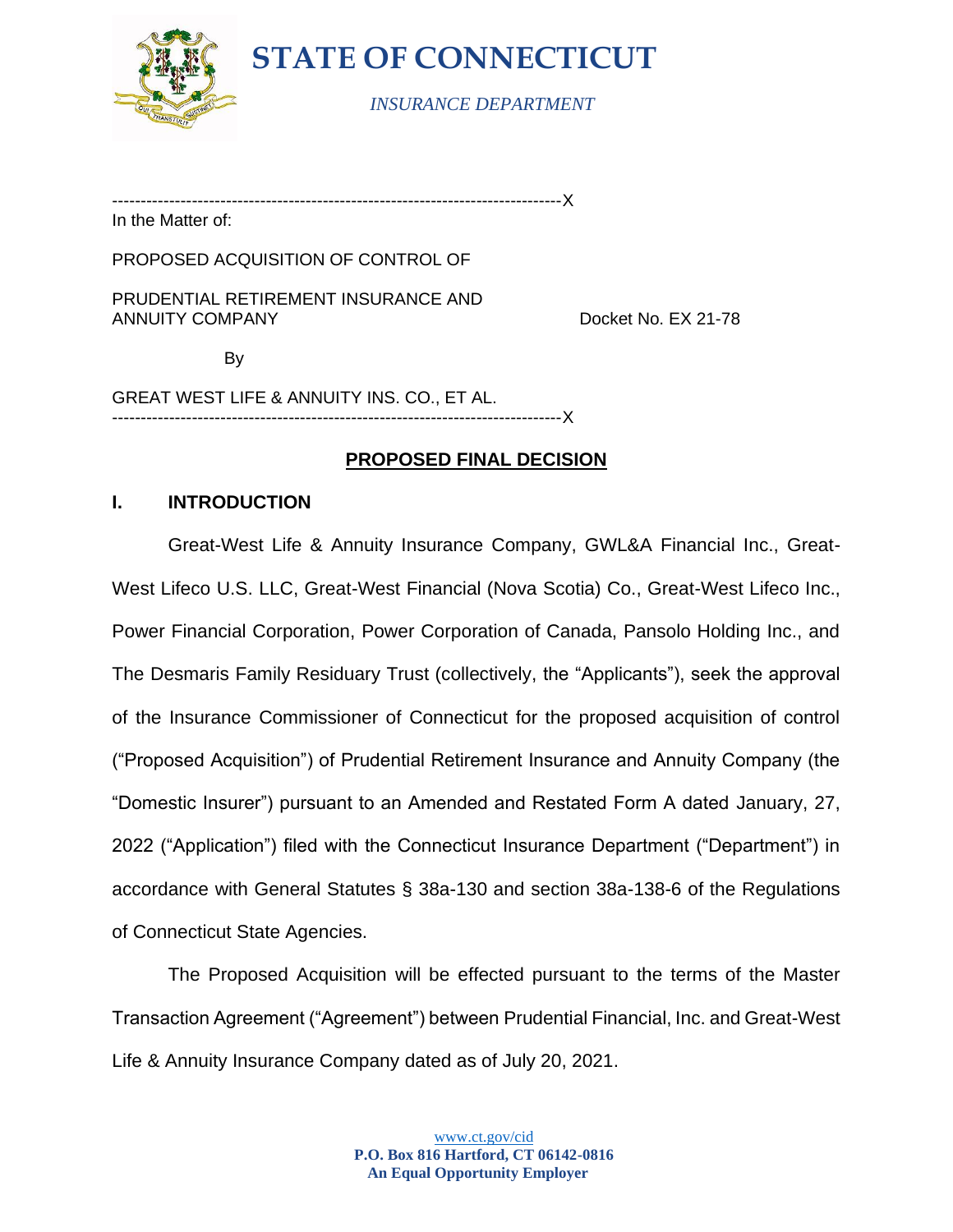# STATE OF CONNECTICUT

*INSURANCE DEPARTMENT*

------------------------------------------------------------------------------X

In the Matter of:

PROPOSED ACQUISITION OF CONTROL OF

PRUDENTIAL RETIREMENT INSURANCE AND ANNUITY COMPANY — Docket No. EX 21-78

By

GREAT WEST LIFE & ANNUITY INS. CO., ET AL.

------------------------------------------------------------------------------X

## PROPOSED FINAL DECISION

## I. INTRODUCTION

Great-West Life & Annuity Insurance Company, GWL&A Financial Inc., Great-West Lifeco U.S. LLC, Great-West Financial (Nova Scotia) Co., Great-West Lifeco Inc., Power Financial Corporation, Power Corporation of Canada, Pansolo Holding Inc., and The Desmaris Family Residuary Trust (collectively, the "Applicants"), seek the approval of the Insurance Commissioner of Connecticut for the proposed acquisition of control ("Proposed Acquisition") of Prudential Retirement Insurance and Annuity Company (the "Domestic Insurer") pursuant to an Amended and Restated Form A dated January, 27, 2022 ("Application") filed with the Connecticut Insurance Department ("Department") in accordance with General Statutes § 38a-130 and section 38a-138-6 of the Regulations of Connecticut State Agencies.

The Proposed Acquisition will be effected pursuant to the terms of the Master Transaction Agreement ("Agreement") between Prudential Financial, Inc. and Great-West Life & Annuity Insurance Company dated as of July 20, 2021.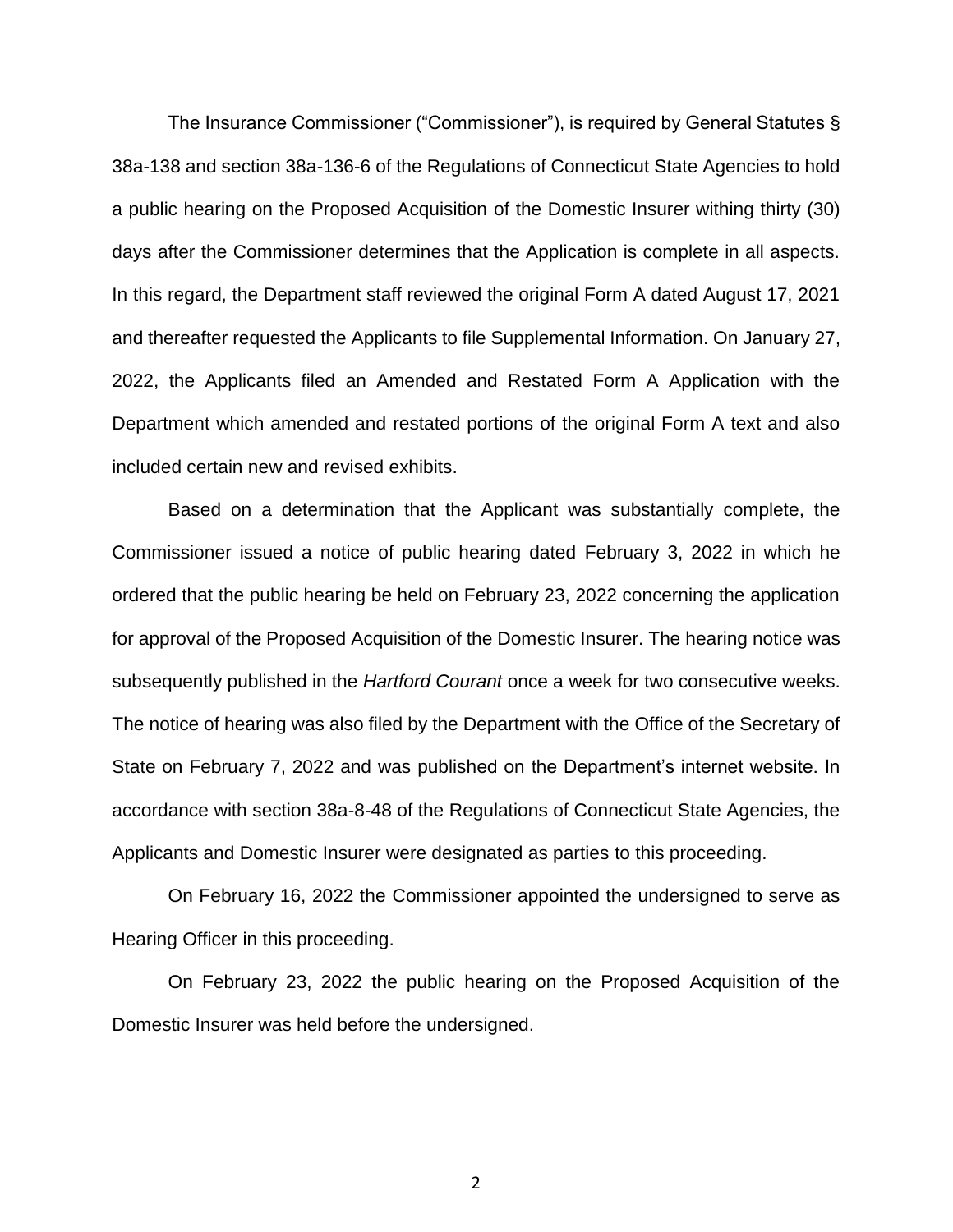The Insurance Commissioner ("Commissioner"), is required by General Statutes § 38a-138 and section 38a-136-6 of the Regulations of Connecticut State Agencies to hold a public hearing on the Proposed Acquisition of the Domestic Insurer withing thirty (30) days after the Commissioner determines that the Application is complete in all aspects. In this regard, the Department staff reviewed the original Form A dated August 17, 2021 and thereafter requested the Applicants to file Supplemental Information. On January 27, 2022, the Applicants filed an Amended and Restated Form A Application with the Department which amended and restated portions of the original Form A text and also included certain new and revised exhibits.

Based on a determination that the Applicant was substantially complete, the Commissioner issued a notice of public hearing dated February 3, 2022 in which he ordered that the public hearing be held on February 23, 2022 concerning the application for approval of the Proposed Acquisition of the Domestic Insurer. The hearing notice was subsequently published in the *Hartford Courant* once a week for two consecutive weeks. The notice of hearing was also filed by the Department with the Office of the Secretary of State on February 7, 2022 and was published on the Department's internet website. In accordance with section 38a-8-48 of the Regulations of Connecticut State Agencies, the Applicants and Domestic Insurer were designated as parties to this proceeding.

On February 16, 2022 the Commissioner appointed the undersigned to serve as Hearing Officer in this proceeding.

On February 23, 2022 the public hearing on the Proposed Acquisition of the Domestic Insurer was held before the undersigned.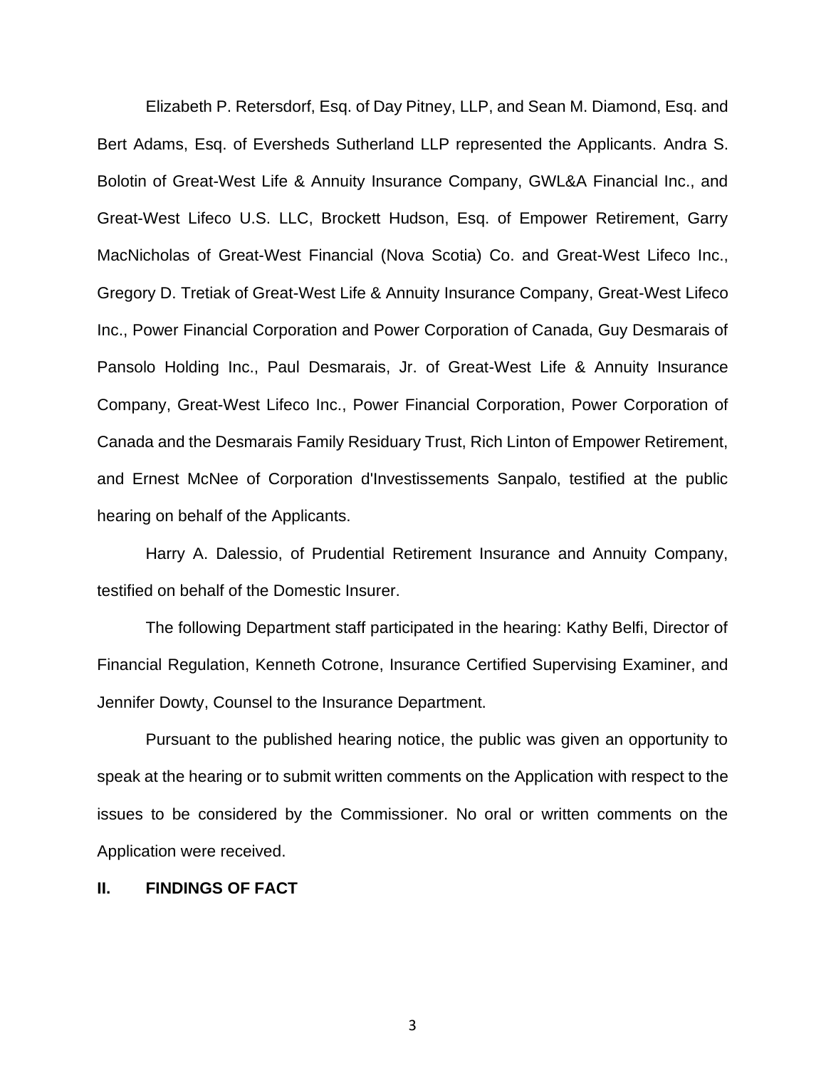Elizabeth P. Retersdorf, Esq. of Day Pitney, LLP, and Sean M. Diamond, Esq. and Bert Adams, Esq. of Eversheds Sutherland LLP represented the Applicants. Andra S. Bolotin of Great-West Life & Annuity Insurance Company, GWL&A Financial Inc., and Great-West Lifeco U.S. LLC, Brockett Hudson, Esq. of Empower Retirement, Garry MacNicholas of Great-West Financial (Nova Scotia) Co. and Great-West Lifeco Inc., Gregory D. Tretiak of Great-West Life & Annuity Insurance Company, Great-West Lifeco Inc., Power Financial Corporation and Power Corporation of Canada, Guy Desmarais of Pansolo Holding Inc., Paul Desmarais, Jr. of Great-West Life & Annuity Insurance Company, Great-West Lifeco Inc., Power Financial Corporation, Power Corporation of Canada and the Desmarais Family Residuary Trust, Rich Linton of Empower Retirement, and Ernest McNee of Corporation d'Investissements Sanpalo, testified at the public hearing on behalf of the Applicants.

Harry A. Dalessio, of Prudential Retirement Insurance and Annuity Company, testified on behalf of the Domestic Insurer.

The following Department staff participated in the hearing: Kathy Belfi, Director of Financial Regulation, Kenneth Cotrone, Insurance Certified Supervising Examiner, and Jennifer Dowty, Counsel to the Insurance Department.

Pursuant to the published hearing notice, the public was given an opportunity to speak at the hearing or to submit written comments on the Application with respect to the issues to be considered by the Commissioner. No oral or written comments on the Application were received.

## II. FINDINGS OF FACT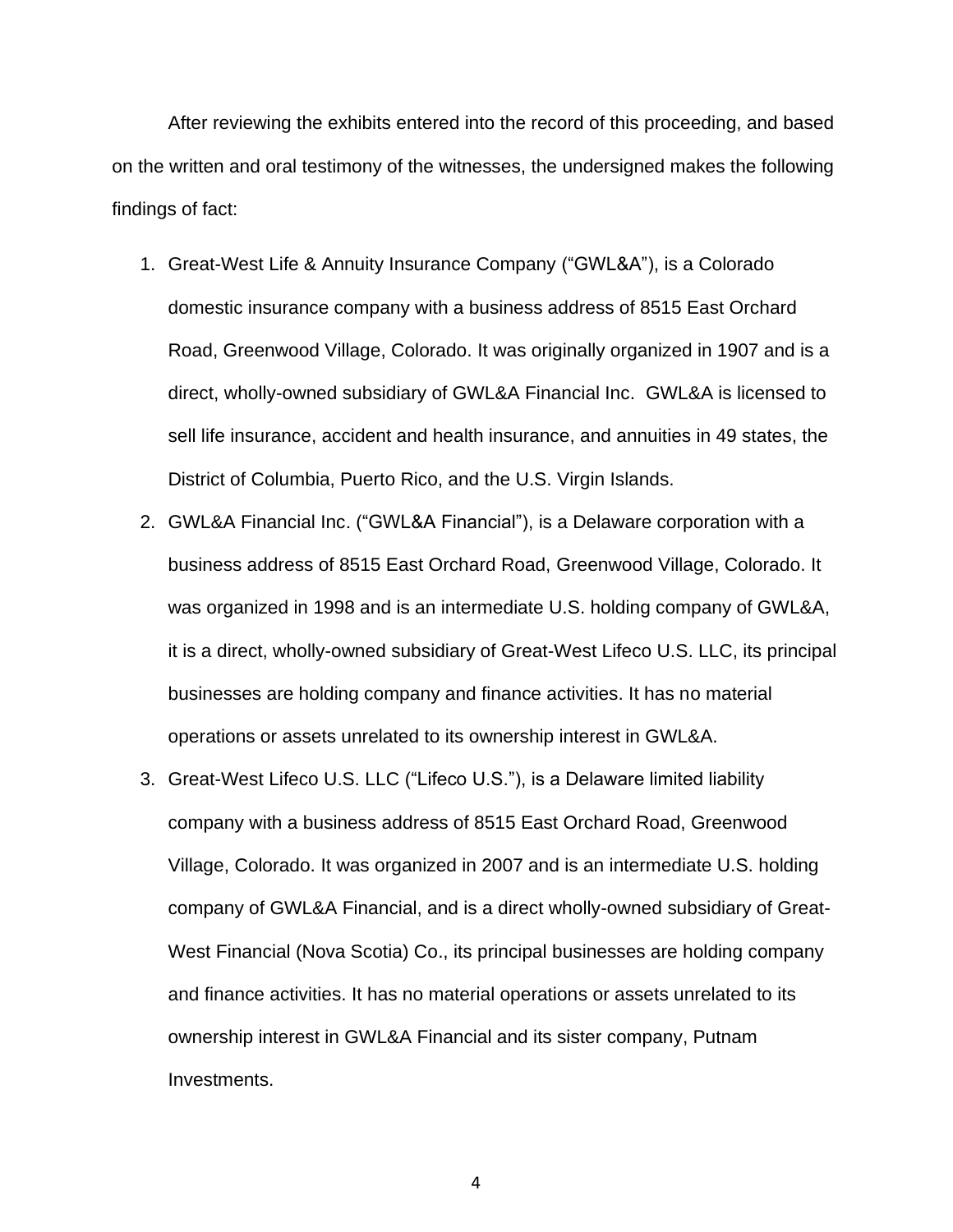After reviewing the exhibits entered into the record of this proceeding, and based on the written and oral testimony of the witnesses, the undersigned makes the following findings of fact:

1. Great-West Life & Annuity Insurance Company ("GWL&A"), is a Colorado domestic insurance company with a business address of 8515 East Orchard Road, Greenwood Village, Colorado. It was originally organized in 1907 and is a direct, wholly-owned subsidiary of GWL&A Financial Inc. GWL&A is licensed to sell life insurance, accident and health insurance, and annuities in 49 states, the District of Columbia, Puerto Rico, and the U.S. Virgin Islands.
2. GWL&A Financial Inc. ("GWL&A Financial"), is a Delaware corporation with a business address of 8515 East Orchard Road, Greenwood Village, Colorado. It was organized in 1998 and is an intermediate U.S. holding company of GWL&A, it is a direct, wholly-owned subsidiary of Great-West Lifeco U.S. LLC, its principal businesses are holding company and finance activities. It has no material operations or assets unrelated to its ownership interest in GWL&A.
3. Great-West Lifeco U.S. LLC ("Lifeco U.S."), is a Delaware limited liability company with a business address of 8515 East Orchard Road, Greenwood Village, Colorado. It was organized in 2007 and is an intermediate U.S. holding company of GWL&A Financial, and is a direct wholly-owned subsidiary of Great-West Financial (Nova Scotia) Co., its principal businesses are holding company and finance activities. It has no material operations or assets unrelated to its ownership interest in GWL&A Financial and its sister company, Putnam Investments.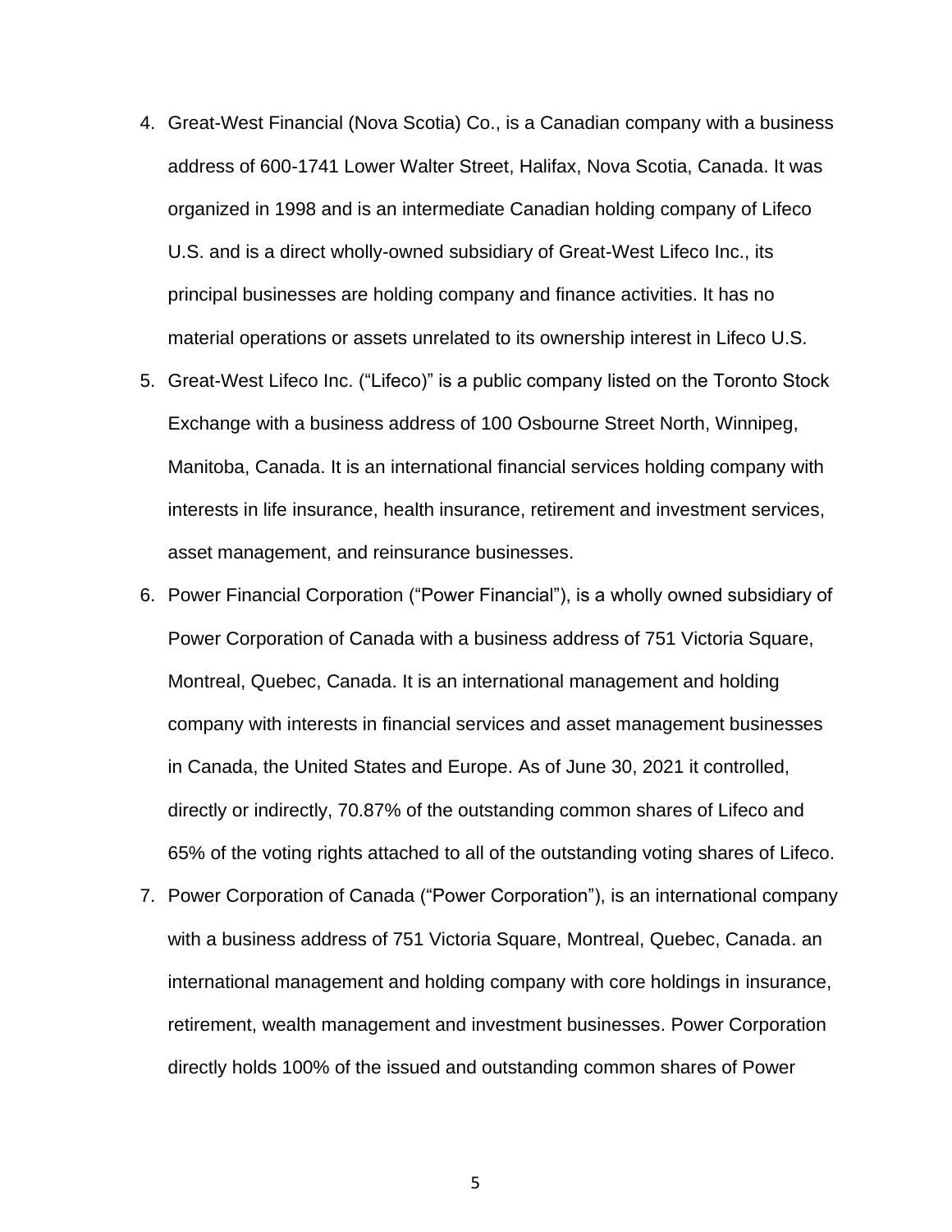4. Great-West Financial (Nova Scotia) Co., is a Canadian company with a business address of 600-1741 Lower Walter Street, Halifax, Nova Scotia, Canada. It was organized in 1998 and is an intermediate Canadian holding company of Lifeco U.S. and is a direct wholly-owned subsidiary of Great-West Lifeco Inc., its principal businesses are holding company and finance activities. It has no material operations or assets unrelated to its ownership interest in Lifeco U.S.
5. Great-West Lifeco Inc. ("Lifeco)" is a public company listed on the Toronto Stock Exchange with a business address of 100 Osbourne Street North, Winnipeg, Manitoba, Canada. It is an international financial services holding company with interests in life insurance, health insurance, retirement and investment services, asset management, and reinsurance businesses.
6. Power Financial Corporation ("Power Financial"), is a wholly owned subsidiary of Power Corporation of Canada with a business address of 751 Victoria Square, Montreal, Quebec, Canada. It is an international management and holding company with interests in financial services and asset management businesses in Canada, the United States and Europe. As of June 30, 2021 it controlled, directly or indirectly, 70.87% of the outstanding common shares of Lifeco and 65% of the voting rights attached to all of the outstanding voting shares of Lifeco.
7. Power Corporation of Canada ("Power Corporation"), is an international company with a business address of 751 Victoria Square, Montreal, Quebec, Canada. an international management and holding company with core holdings in insurance, retirement, wealth management and investment businesses. Power Corporation directly holds 100% of the issued and outstanding common shares of Power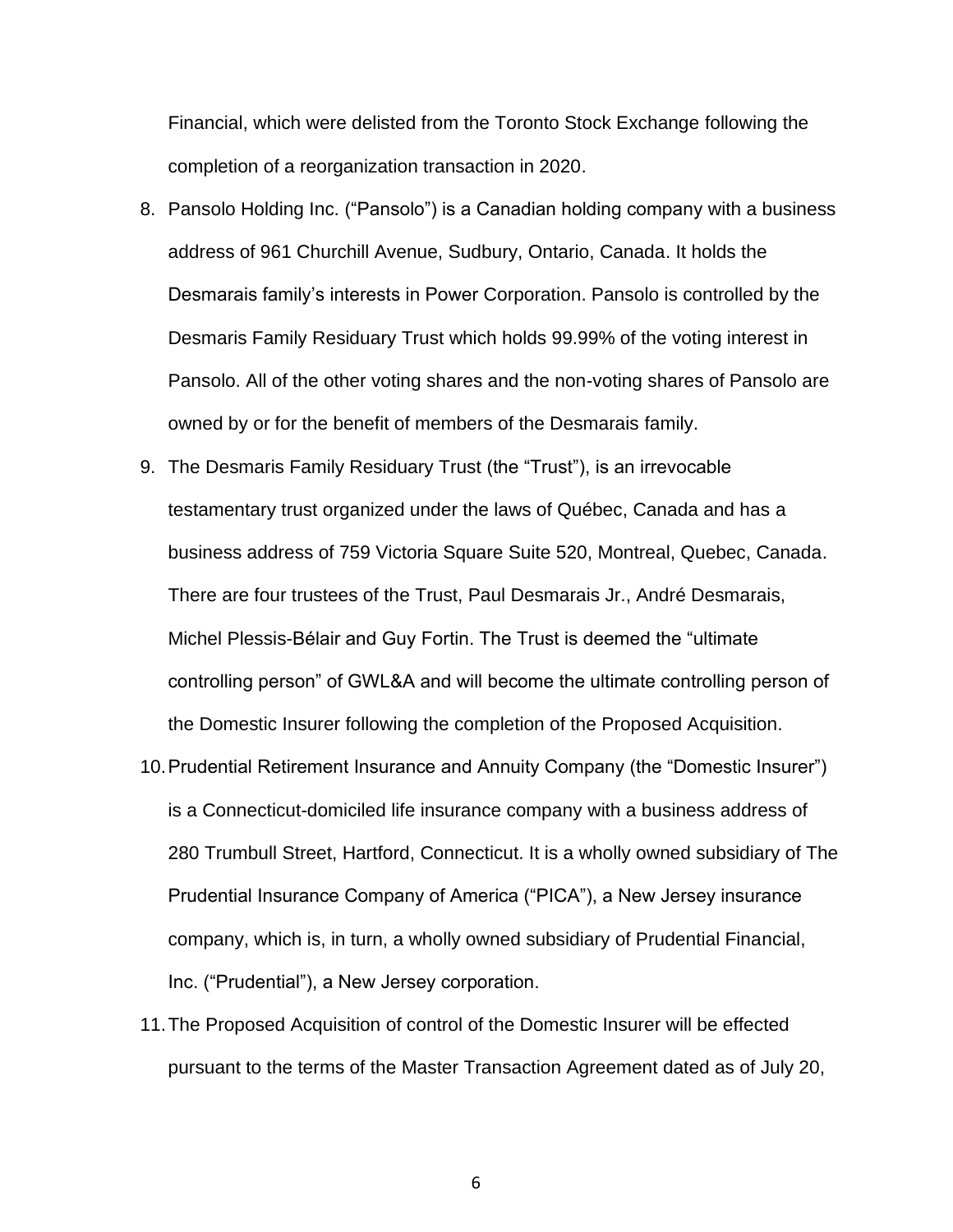Financial, which were delisted from the Toronto Stock Exchange following the completion of a reorganization transaction in 2020.

8. Pansolo Holding Inc. ("Pansolo") is a Canadian holding company with a business address of 961 Churchill Avenue, Sudbury, Ontario, Canada. It holds the Desmarais family's interests in Power Corporation. Pansolo is controlled by the Desmaris Family Residuary Trust which holds 99.99% of the voting interest in Pansolo. All of the other voting shares and the non-voting shares of Pansolo are owned by or for the benefit of members of the Desmarais family.
9. The Desmaris Family Residuary Trust (the "Trust"), is an irrevocable testamentary trust organized under the laws of Québec, Canada and has a business address of 759 Victoria Square Suite 520, Montreal, Quebec, Canada. There are four trustees of the Trust, Paul Desmarais Jr., André Desmarais, Michel Plessis-Bélair and Guy Fortin. The Trust is deemed the "ultimate controlling person" of GWL&A and will become the ultimate controlling person of the Domestic Insurer following the completion of the Proposed Acquisition.
10. Prudential Retirement Insurance and Annuity Company (the "Domestic Insurer") is a Connecticut-domiciled life insurance company with a business address of 280 Trumbull Street, Hartford, Connecticut. It is a wholly owned subsidiary of The Prudential Insurance Company of America ("PICA"), a New Jersey insurance company, which is, in turn, a wholly owned subsidiary of Prudential Financial, Inc. ("Prudential"), a New Jersey corporation.
11. The Proposed Acquisition of control of the Domestic Insurer will be effected pursuant to the terms of the Master Transaction Agreement dated as of July 20,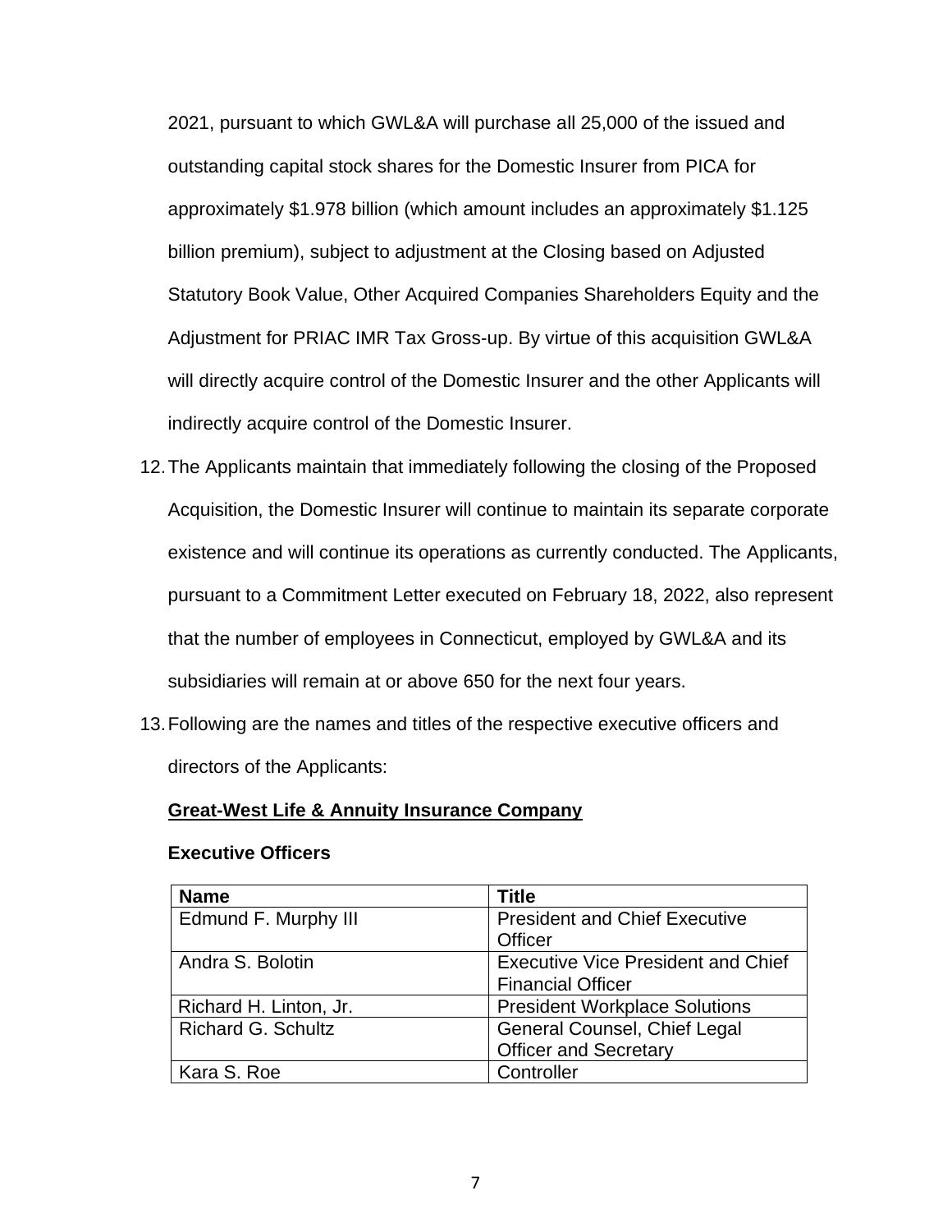2021, pursuant to which GWL&A will purchase all 25,000 of the issued and outstanding capital stock shares for the Domestic Insurer from PICA for approximately $1.978 billion (which amount includes an approximately $1.125 billion premium), subject to adjustment at the Closing based on Adjusted Statutory Book Value, Other Acquired Companies Shareholders Equity and the Adjustment for PRIAC IMR Tax Gross-up. By virtue of this acquisition GWL&A will directly acquire control of the Domestic Insurer and the other Applicants will indirectly acquire control of the Domestic Insurer.

12. The Applicants maintain that immediately following the closing of the Proposed Acquisition, the Domestic Insurer will continue to maintain its separate corporate existence and will continue its operations as currently conducted. The Applicants, pursuant to a Commitment Letter executed on February 18, 2022, also represent that the number of employees in Connecticut, employed by GWL&A and its subsidiaries will remain at or above 650 for the next four years.

13. Following are the names and titles of the respective executive officers and directors of the Applicants:

**Great-West Life & Annuity Insurance Company**

**Executive Officers**

| Name | Title |
|---|---|
| Edmund F. Murphy III | President and Chief Executive Officer |
| Andra S. Bolotin | Executive Vice President and Chief Financial Officer |
| Richard H. Linton, Jr. | President Workplace Solutions |
| Richard G. Schultz | General Counsel, Chief Legal Officer and Secretary |
| Kara S. Roe | Controller |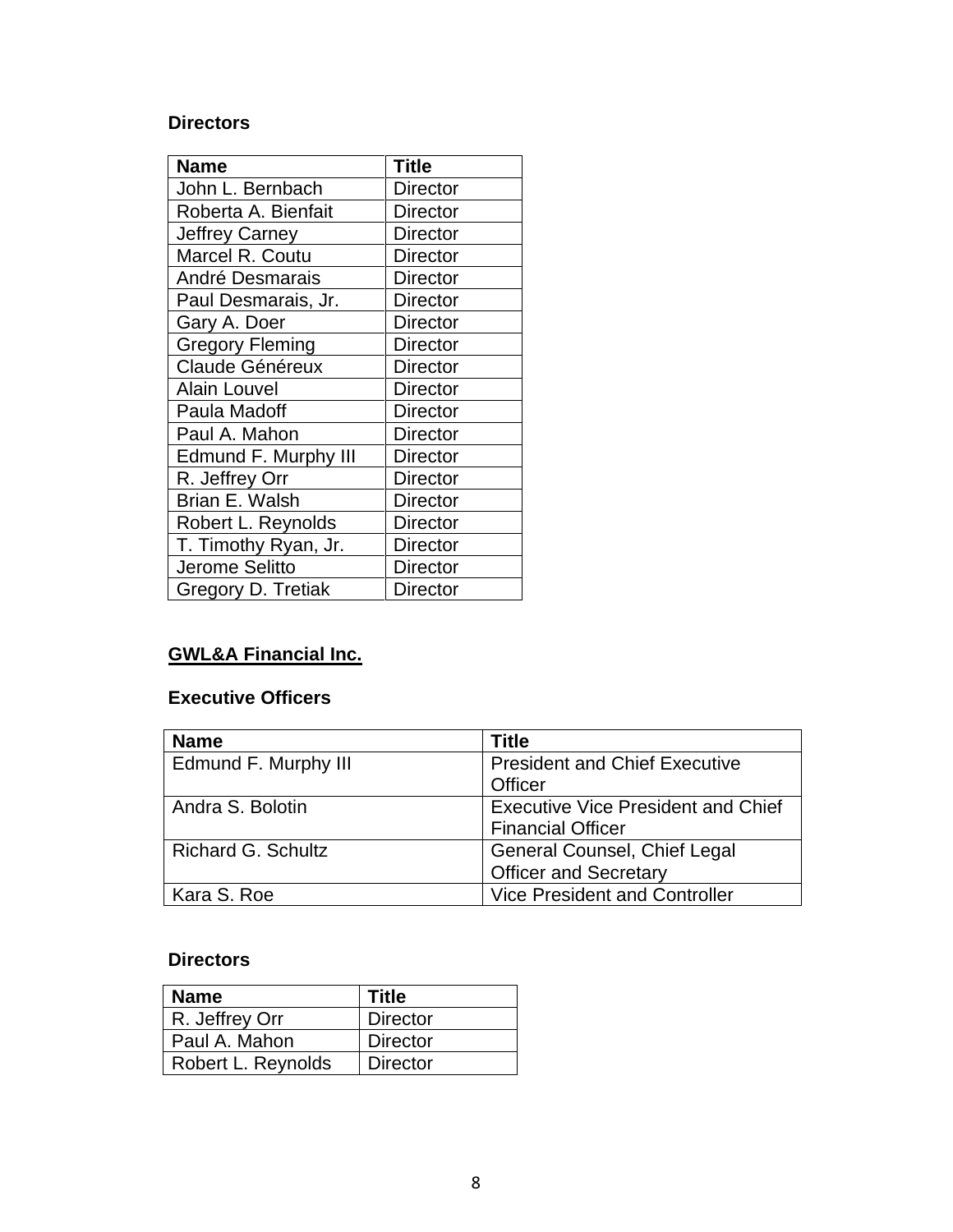**Directors**

| Name | Title |
|---|---|
| John L. Bernbach | Director |
| Roberta A. Bienfait | Director |
| Jeffrey Carney | Director |
| Marcel R. Coutu | Director |
| André Desmarais | Director |
| Paul Desmarais, Jr. | Director |
| Gary A. Doer | Director |
| Gregory Fleming | Director |
| Claude Généreux | Director |
| Alain Louvel | Director |
| Paula Madoff | Director |
| Paul A. Mahon | Director |
| Edmund F. Murphy III | Director |
| R. Jeffrey Orr | Director |
| Brian E. Walsh | Director |
| Robert L. Reynolds | Director |
| T. Timothy Ryan, Jr. | Director |
| Jerome Selitto | Director |
| Gregory D. Tretiak | Director |

## GWL&A Financial Inc.

**Executive Officers**

| Name | Title |
|---|---|
| Edmund F. Murphy III | President and Chief Executive Officer |
| Andra S. Bolotin | Executive Vice President and Chief Financial Officer |
| Richard G. Schultz | General Counsel, Chief Legal Officer and Secretary |
| Kara S. Roe | Vice President and Controller |

**Directors**

| Name | Title |
|---|---|
| R. Jeffrey Orr | Director |
| Paul A. Mahon | Director |
| Robert L. Reynolds | Director |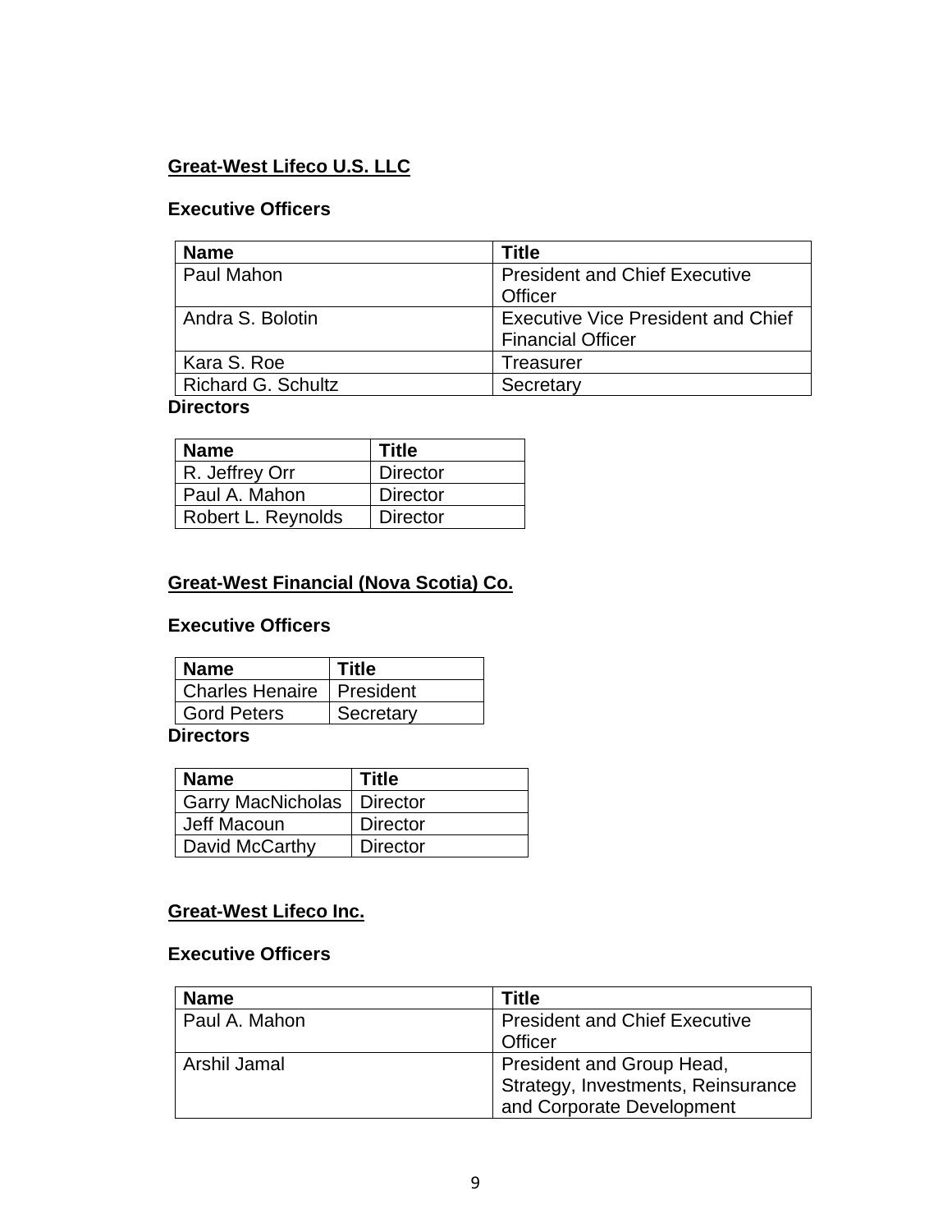**Great-West Lifeco U.S. LLC**

**Executive Officers**

| Name | Title |
| --- | --- |
| Paul Mahon | President and Chief Executive Officer |
| Andra S. Bolotin | Executive Vice President and Chief Financial Officer |
| Kara S. Roe | Treasurer |
| Richard G. Schultz | Secretary |

**Directors**

| Name | Title |
| --- | --- |
| R. Jeffrey Orr | Director |
| Paul A. Mahon | Director |
| Robert L. Reynolds | Director |

**Great-West Financial (Nova Scotia) Co.**

**Executive Officers**

| Name | Title |
| --- | --- |
| Charles Henaire | President |
| Gord Peters | Secretary |

**Directors**

| Name | Title |
| --- | --- |
| Garry MacNicholas | Director |
| Jeff Macoun | Director |
| David McCarthy | Director |

**Great-West Lifeco Inc.**

**Executive Officers**

| Name | Title |
| --- | --- |
| Paul A. Mahon | President and Chief Executive Officer |
| Arshil Jamal | President and Group Head, Strategy, Investments, Reinsurance and Corporate Development |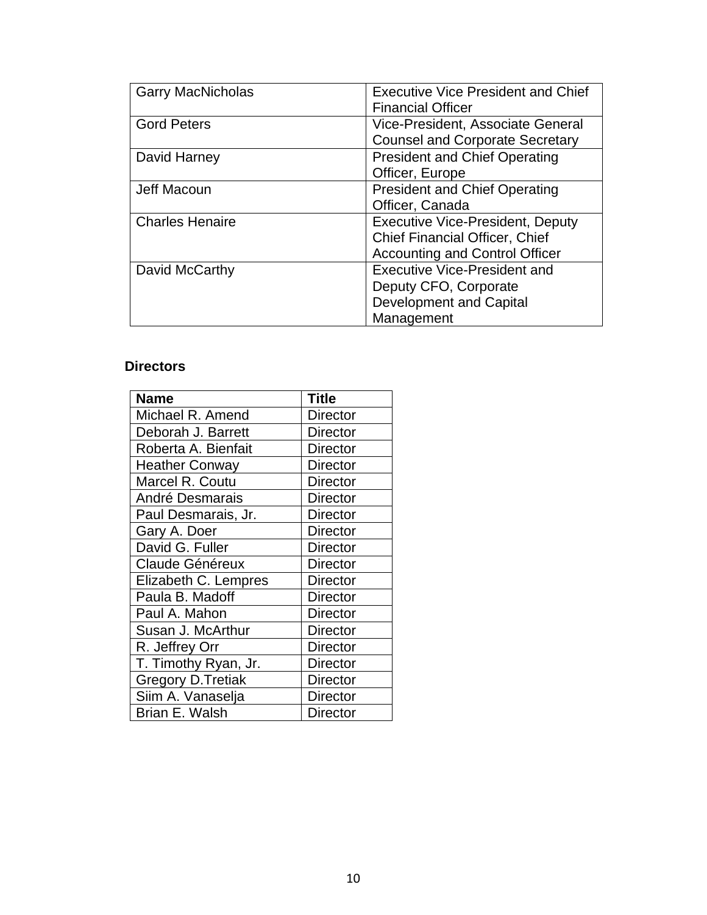| Garry MacNicholas | Executive Vice President and Chief Financial Officer |
|---|---|
| Gord Peters | Vice-President, Associate General Counsel and Corporate Secretary |
| David Harney | President and Chief Operating Officer, Europe |
| Jeff Macoun | President and Chief Operating Officer, Canada |
| Charles Henaire | Executive Vice-President, Deputy Chief Financial Officer, Chief Accounting and Control Officer |
| David McCarthy | Executive Vice-President and Deputy CFO, Corporate Development and Capital Management |

**Directors**

| Name | Title |
|---|---|
| Michael R. Amend | Director |
| Deborah J. Barrett | Director |
| Roberta A. Bienfait | Director |
| Heather Conway | Director |
| Marcel R. Coutu | Director |
| André Desmarais | Director |
| Paul Desmarais, Jr. | Director |
| Gary A. Doer | Director |
| David G. Fuller | Director |
| Claude Généreux | Director |
| Elizabeth C. Lempres | Director |
| Paula B. Madoff | Director |
| Paul A. Mahon | Director |
| Susan J. McArthur | Director |
| R. Jeffrey Orr | Director |
| T. Timothy Ryan, Jr. | Director |
| Gregory D.Tretiak | Director |
| Siim A. Vanaselja | Director |
| Brian E. Walsh | Director |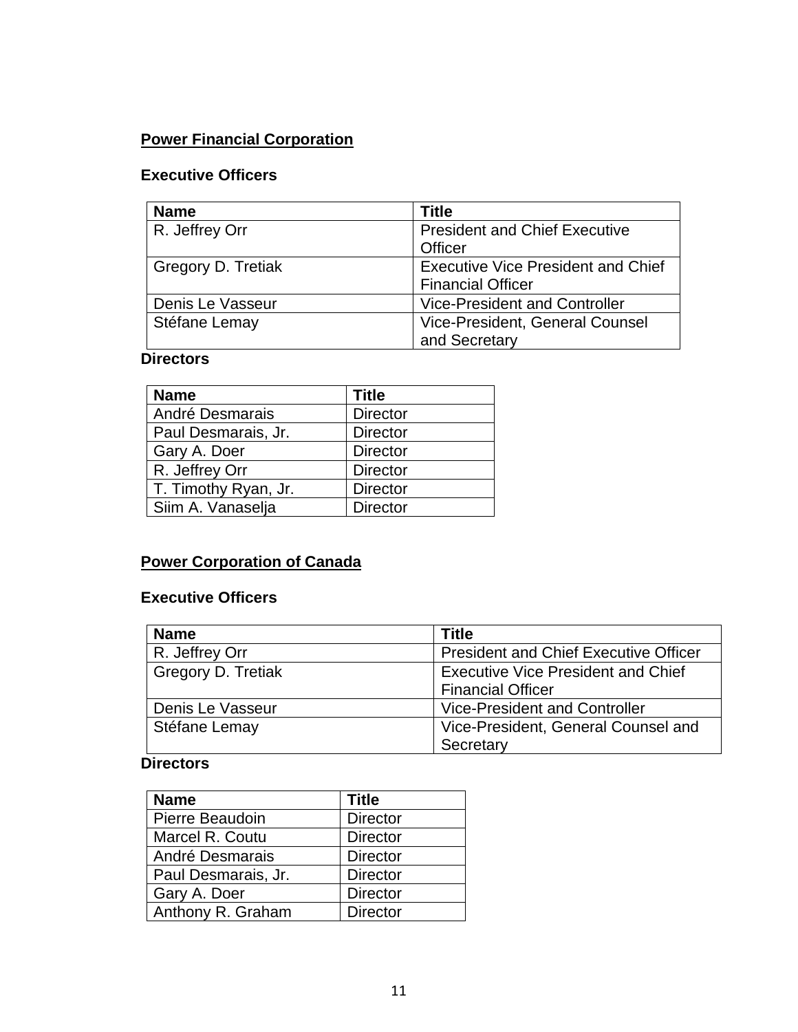**<u>Power Financial Corporation</u>**

**Executive Officers**

| Name | Title |
|---|---|
| R. Jeffrey Orr | President and Chief Executive Officer |
| Gregory D. Tretiak | Executive Vice President and Chief Financial Officer |
| Denis Le Vasseur | Vice-President and Controller |
| Stéfane Lemay | Vice-President, General Counsel and Secretary |

**Directors**

| Name | Title |
|---|---|
| André Desmarais | Director |
| Paul Desmarais, Jr. | Director |
| Gary A. Doer | Director |
| R. Jeffrey Orr | Director |
| T. Timothy Ryan, Jr. | Director |
| Siim A. Vanaselja | Director |

**<u>Power Corporation of Canada</u>**

**Executive Officers**

| Name | Title |
|---|---|
| R. Jeffrey Orr | President and Chief Executive Officer |
| Gregory D. Tretiak | Executive Vice President and Chief Financial Officer |
| Denis Le Vasseur | Vice-President and Controller |
| Stéfane Lemay | Vice-President, General Counsel and Secretary |

**Directors**

| Name | Title |
|---|---|
| Pierre Beaudoin | Director |
| Marcel R. Coutu | Director |
| André Desmarais | Director |
| Paul Desmarais, Jr. | Director |
| Gary A. Doer | Director |
| Anthony R. Graham | Director |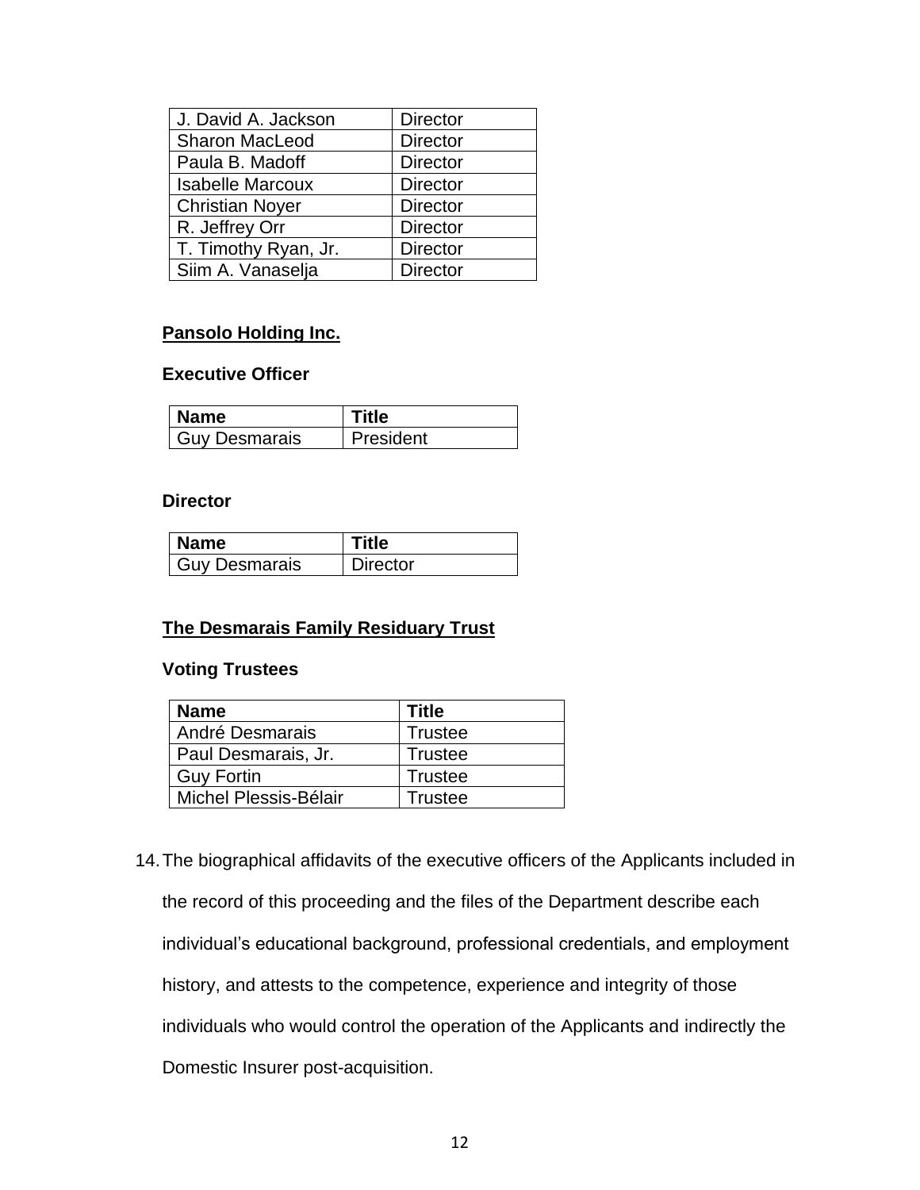| J. David A. Jackson | Director |
|---|---|
| Sharon MacLeod | Director |
| Paula B. Madoff | Director |
| Isabelle Marcoux | Director |
| Christian Noyer | Director |
| R. Jeffrey Orr | Director |
| T. Timothy Ryan, Jr. | Director |
| Siim A. Vanaselja | Director |

**Pansolo Holding Inc.**

**Executive Officer**

| Name | Title |
|---|---|
| Guy Desmarais | President |

**Director**

| Name | Title |
|---|---|
| Guy Desmarais | Director |

**The Desmarais Family Residuary Trust**

**Voting Trustees**

| Name | Title |
|---|---|
| André Desmarais | Trustee |
| Paul Desmarais, Jr. | Trustee |
| Guy Fortin | Trustee |
| Michel Plessis-Bélair | Trustee |

14. The biographical affidavits of the executive officers of the Applicants included in the record of this proceeding and the files of the Department describe each individual's educational background, professional credentials, and employment history, and attests to the competence, experience and integrity of those individuals who would control the operation of the Applicants and indirectly the Domestic Insurer post-acquisition.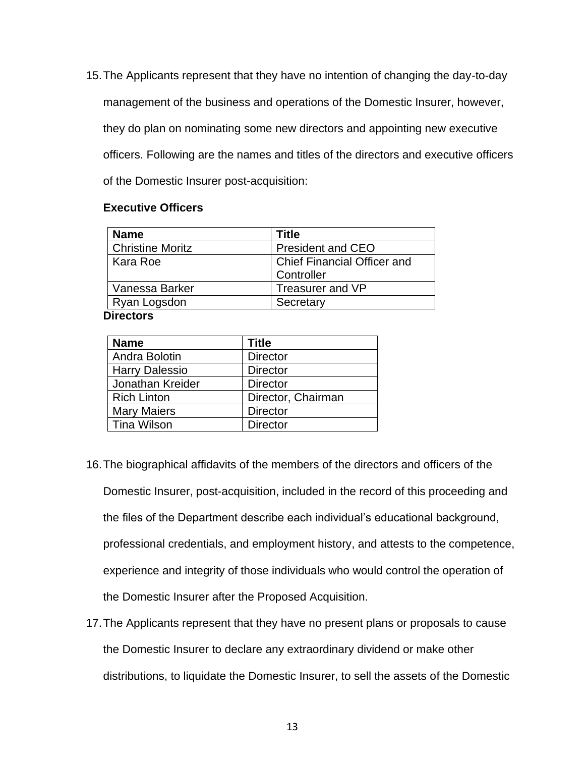15. The Applicants represent that they have no intention of changing the day-to-day management of the business and operations of the Domestic Insurer, however, they do plan on nominating some new directors and appointing new executive officers. Following are the names and titles of the directors and executive officers of the Domestic Insurer post-acquisition:

**Executive Officers**

| Name | Title |
|---|---|
| Christine Moritz | President and CEO |
| Kara Roe | Chief Financial Officer and Controller |
| Vanessa Barker | Treasurer and VP |
| Ryan Logsdon | Secretary |

**Directors**

| Name | Title |
|---|---|
| Andra Bolotin | Director |
| Harry Dalessio | Director |
| Jonathan Kreider | Director |
| Rich Linton | Director, Chairman |
| Mary Maiers | Director |
| Tina Wilson | Director |

16. The biographical affidavits of the members of the directors and officers of the Domestic Insurer, post-acquisition, included in the record of this proceeding and the files of the Department describe each individual's educational background, professional credentials, and employment history, and attests to the competence, experience and integrity of those individuals who would control the operation of the Domestic Insurer after the Proposed Acquisition.

17. The Applicants represent that they have no present plans or proposals to cause the Domestic Insurer to declare any extraordinary dividend or make other distributions, to liquidate the Domestic Insurer, to sell the assets of the Domestic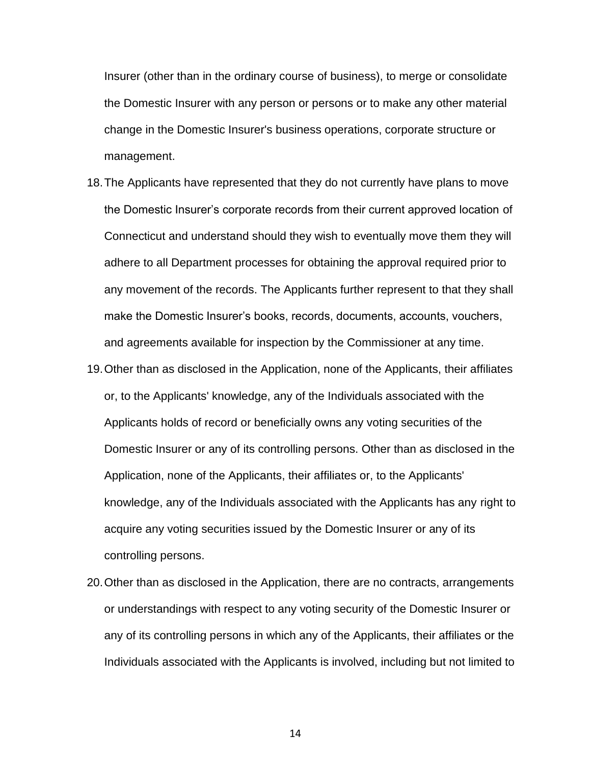Insurer (other than in the ordinary course of business), to merge or consolidate the Domestic Insurer with any person or persons or to make any other material change in the Domestic Insurer's business operations, corporate structure or management.

18. The Applicants have represented that they do not currently have plans to move the Domestic Insurer's corporate records from their current approved location of Connecticut and understand should they wish to eventually move them they will adhere to all Department processes for obtaining the approval required prior to any movement of the records. The Applicants further represent to that they shall make the Domestic Insurer's books, records, documents, accounts, vouchers, and agreements available for inspection by the Commissioner at any time.

19. Other than as disclosed in the Application, none of the Applicants, their affiliates or, to the Applicants' knowledge, any of the Individuals associated with the Applicants holds of record or beneficially owns any voting securities of the Domestic Insurer or any of its controlling persons. Other than as disclosed in the Application, none of the Applicants, their affiliates or, to the Applicants' knowledge, any of the Individuals associated with the Applicants has any right to acquire any voting securities issued by the Domestic Insurer or any of its controlling persons.

20. Other than as disclosed in the Application, there are no contracts, arrangements or understandings with respect to any voting security of the Domestic Insurer or any of its controlling persons in which any of the Applicants, their affiliates or the Individuals associated with the Applicants is involved, including but not limited to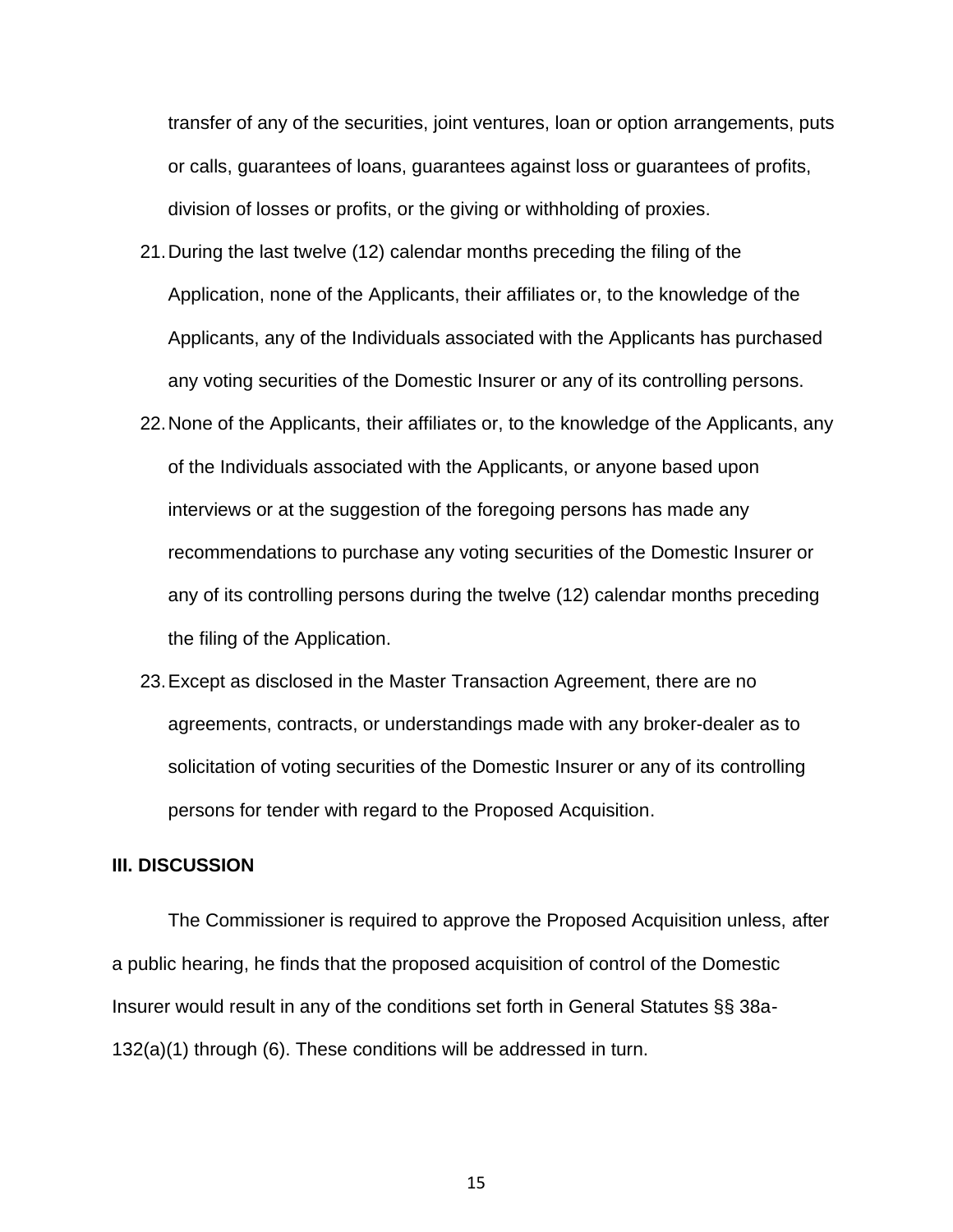transfer of any of the securities, joint ventures, loan or option arrangements, puts or calls, guarantees of loans, guarantees against loss or guarantees of profits, division of losses or profits, or the giving or withholding of proxies.

21. During the last twelve (12) calendar months preceding the filing of the Application, none of the Applicants, their affiliates or, to the knowledge of the Applicants, any of the Individuals associated with the Applicants has purchased any voting securities of the Domestic Insurer or any of its controlling persons.
22. None of the Applicants, their affiliates or, to the knowledge of the Applicants, any of the Individuals associated with the Applicants, or anyone based upon interviews or at the suggestion of the foregoing persons has made any recommendations to purchase any voting securities of the Domestic Insurer or any of its controlling persons during the twelve (12) calendar months preceding the filing of the Application.
23. Except as disclosed in the Master Transaction Agreement, there are no agreements, contracts, or understandings made with any broker-dealer as to solicitation of voting securities of the Domestic Insurer or any of its controlling persons for tender with regard to the Proposed Acquisition.

## III. DISCUSSION

The Commissioner is required to approve the Proposed Acquisition unless, after a public hearing, he finds that the proposed acquisition of control of the Domestic Insurer would result in any of the conditions set forth in General Statutes §§ 38a-132(a)(1) through (6). These conditions will be addressed in turn.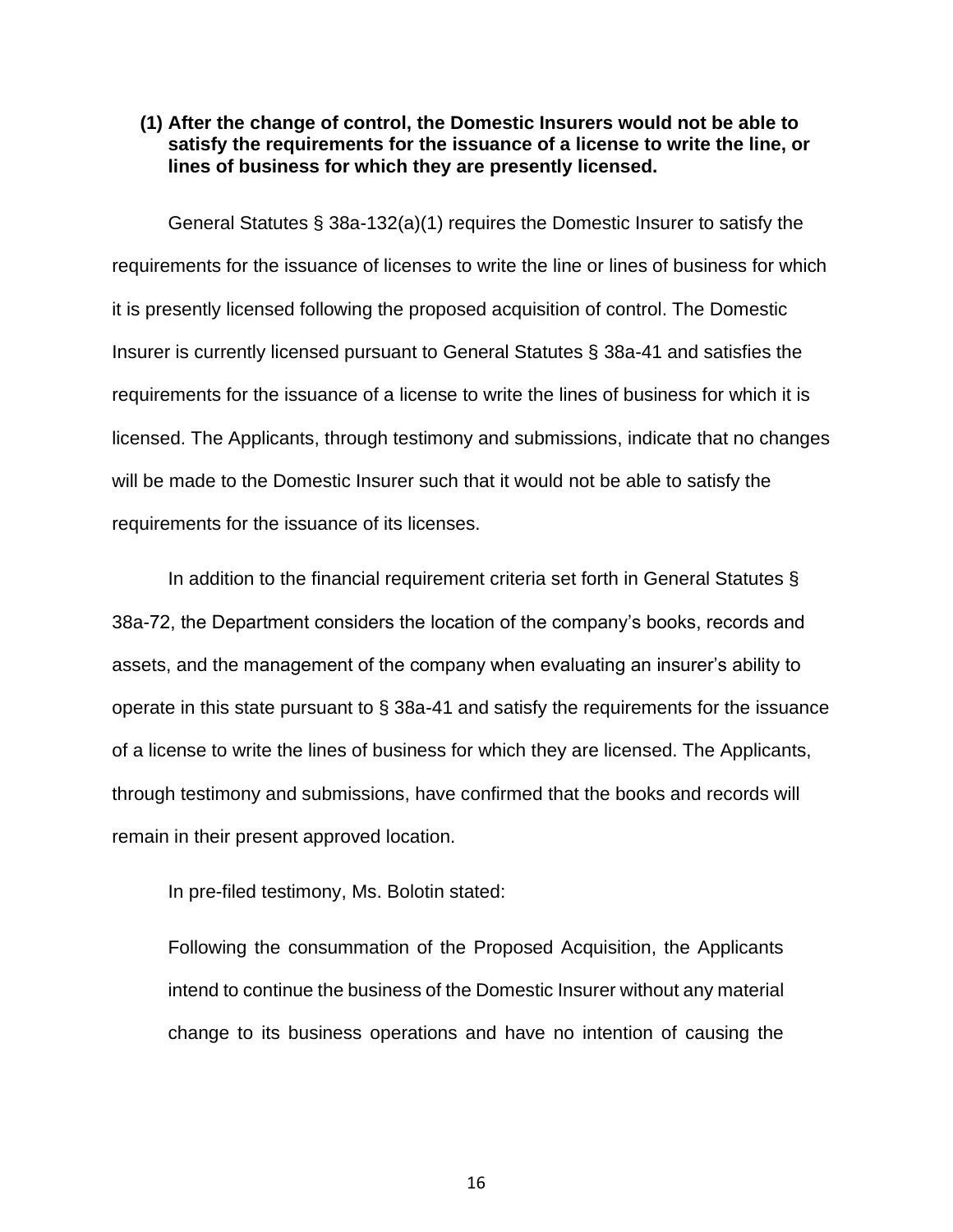**(1) After the change of control, the Domestic Insurers would not be able to satisfy the requirements for the issuance of a license to write the line, or lines of business for which they are presently licensed.**

General Statutes § 38a-132(a)(1) requires the Domestic Insurer to satisfy the requirements for the issuance of licenses to write the line or lines of business for which it is presently licensed following the proposed acquisition of control. The Domestic Insurer is currently licensed pursuant to General Statutes § 38a-41 and satisfies the requirements for the issuance of a license to write the lines of business for which it is licensed. The Applicants, through testimony and submissions, indicate that no changes will be made to the Domestic Insurer such that it would not be able to satisfy the requirements for the issuance of its licenses.

In addition to the financial requirement criteria set forth in General Statutes § 38a-72, the Department considers the location of the company's books, records and assets, and the management of the company when evaluating an insurer's ability to operate in this state pursuant to § 38a-41 and satisfy the requirements for the issuance of a license to write the lines of business for which they are licensed. The Applicants, through testimony and submissions, have confirmed that the books and records will remain in their present approved location.

In pre-filed testimony, Ms. Bolotin stated:

> Following the consummation of the Proposed Acquisition, the Applicants intend to continue the business of the Domestic Insurer without any material change to its business operations and have no intention of causing the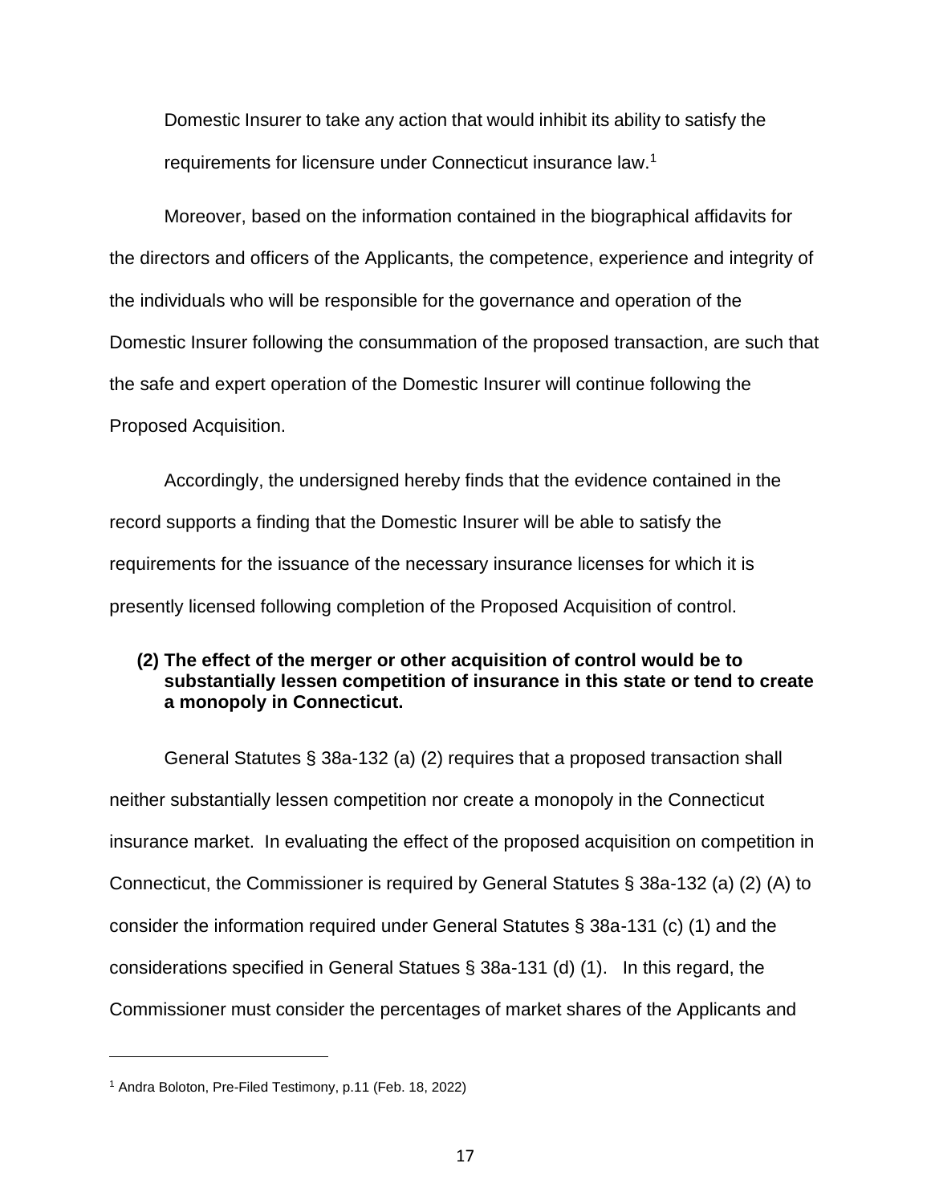Domestic Insurer to take any action that would inhibit its ability to satisfy the requirements for licensure under Connecticut insurance law.[1]

Moreover, based on the information contained in the biographical affidavits for the directors and officers of the Applicants, the competence, experience and integrity of the individuals who will be responsible for the governance and operation of the Domestic Insurer following the consummation of the proposed transaction, are such that the safe and expert operation of the Domestic Insurer will continue following the Proposed Acquisition.

Accordingly, the undersigned hereby finds that the evidence contained in the record supports a finding that the Domestic Insurer will be able to satisfy the requirements for the issuance of the necessary insurance licenses for which it is presently licensed following completion of the Proposed Acquisition of control.

**(2) The effect of the merger or other acquisition of control would be to substantially lessen competition of insurance in this state or tend to create a monopoly in Connecticut.**

General Statutes § 38a-132 (a) (2) requires that a proposed transaction shall neither substantially lessen competition nor create a monopoly in the Connecticut insurance market. In evaluating the effect of the proposed acquisition on competition in Connecticut, the Commissioner is required by General Statutes § 38a-132 (a) (2) (A) to consider the information required under General Statutes § 38a-131 (c) (1) and the considerations specified in General Statues § 38a-131 (d) (1). In this regard, the Commissioner must consider the percentages of market shares of the Applicants and

[1] Andra Boloton, Pre-Filed Testimony, p.11 (Feb. 18, 2022)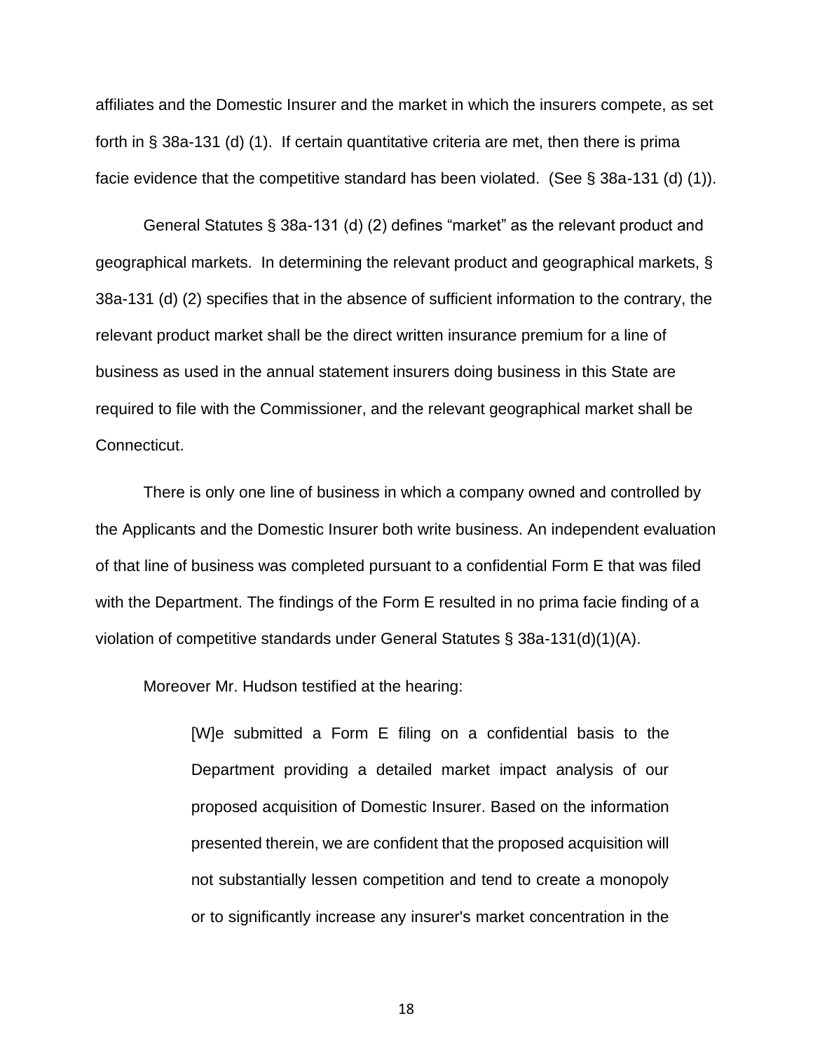affiliates and the Domestic Insurer and the market in which the insurers compete, as set forth in § 38a-131 (d) (1). If certain quantitative criteria are met, then there is prima facie evidence that the competitive standard has been violated. (See § 38a-131 (d) (1)).

General Statutes § 38a-131 (d) (2) defines "market" as the relevant product and geographical markets. In determining the relevant product and geographical markets, § 38a-131 (d) (2) specifies that in the absence of sufficient information to the contrary, the relevant product market shall be the direct written insurance premium for a line of business as used in the annual statement insurers doing business in this State are required to file with the Commissioner, and the relevant geographical market shall be Connecticut.

There is only one line of business in which a company owned and controlled by the Applicants and the Domestic Insurer both write business. An independent evaluation of that line of business was completed pursuant to a confidential Form E that was filed with the Department. The findings of the Form E resulted in no prima facie finding of a violation of competitive standards under General Statutes § 38a-131(d)(1)(A).

Moreover Mr. Hudson testified at the hearing:

> [W]e submitted a Form E filing on a confidential basis to the Department providing a detailed market impact analysis of our proposed acquisition of Domestic Insurer. Based on the information presented therein, we are confident that the proposed acquisition will not substantially lessen competition and tend to create a monopoly or to significantly increase any insurer's market concentration in the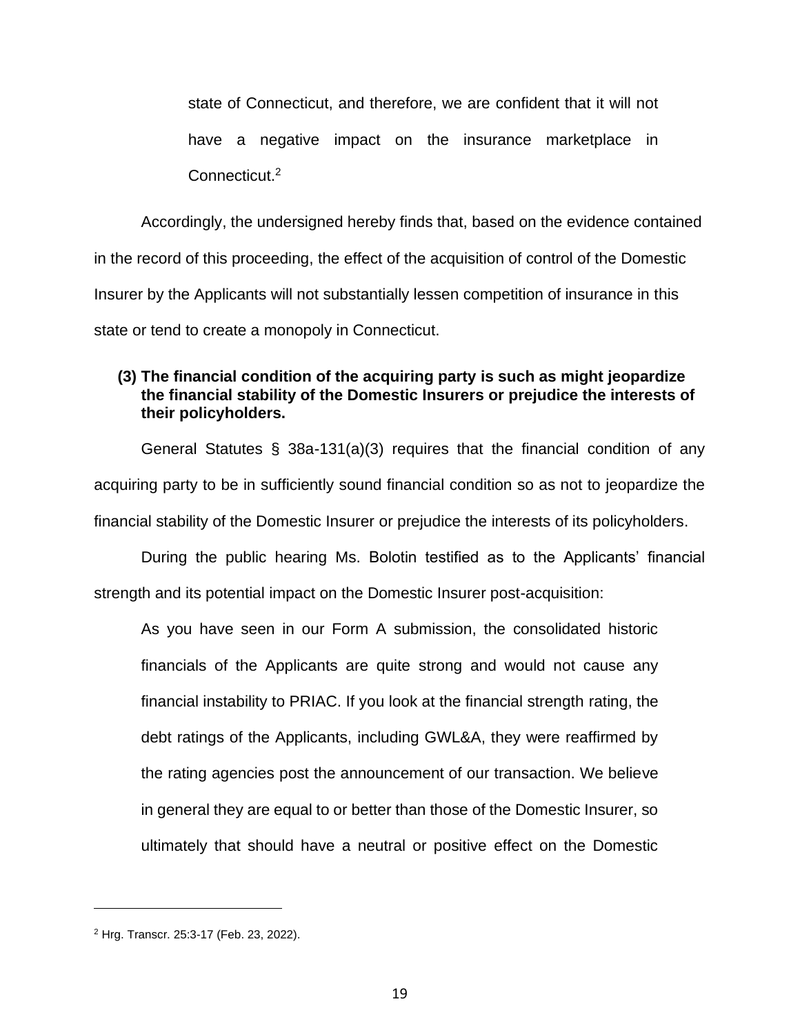state of Connecticut, and therefore, we are confident that it will not have a negative impact on the insurance marketplace in Connecticut.[2]

Accordingly, the undersigned hereby finds that, based on the evidence contained in the record of this proceeding, the effect of the acquisition of control of the Domestic Insurer by the Applicants will not substantially lessen competition of insurance in this state or tend to create a monopoly in Connecticut.

**(3) The financial condition of the acquiring party is such as might jeopardize the financial stability of the Domestic Insurers or prejudice the interests of their policyholders.**

General Statutes § 38a-131(a)(3) requires that the financial condition of any acquiring party to be in sufficiently sound financial condition so as not to jeopardize the financial stability of the Domestic Insurer or prejudice the interests of its policyholders.

During the public hearing Ms. Bolotin testified as to the Applicants' financial strength and its potential impact on the Domestic Insurer post-acquisition:

> As you have seen in our Form A submission, the consolidated historic financials of the Applicants are quite strong and would not cause any financial instability to PRIAC. If you look at the financial strength rating, the debt ratings of the Applicants, including GWL&A, they were reaffirmed by the rating agencies post the announcement of our transaction. We believe in general they are equal to or better than those of the Domestic Insurer, so ultimately that should have a neutral or positive effect on the Domestic

[2] Hrg. Transcr. 25:3-17 (Feb. 23, 2022).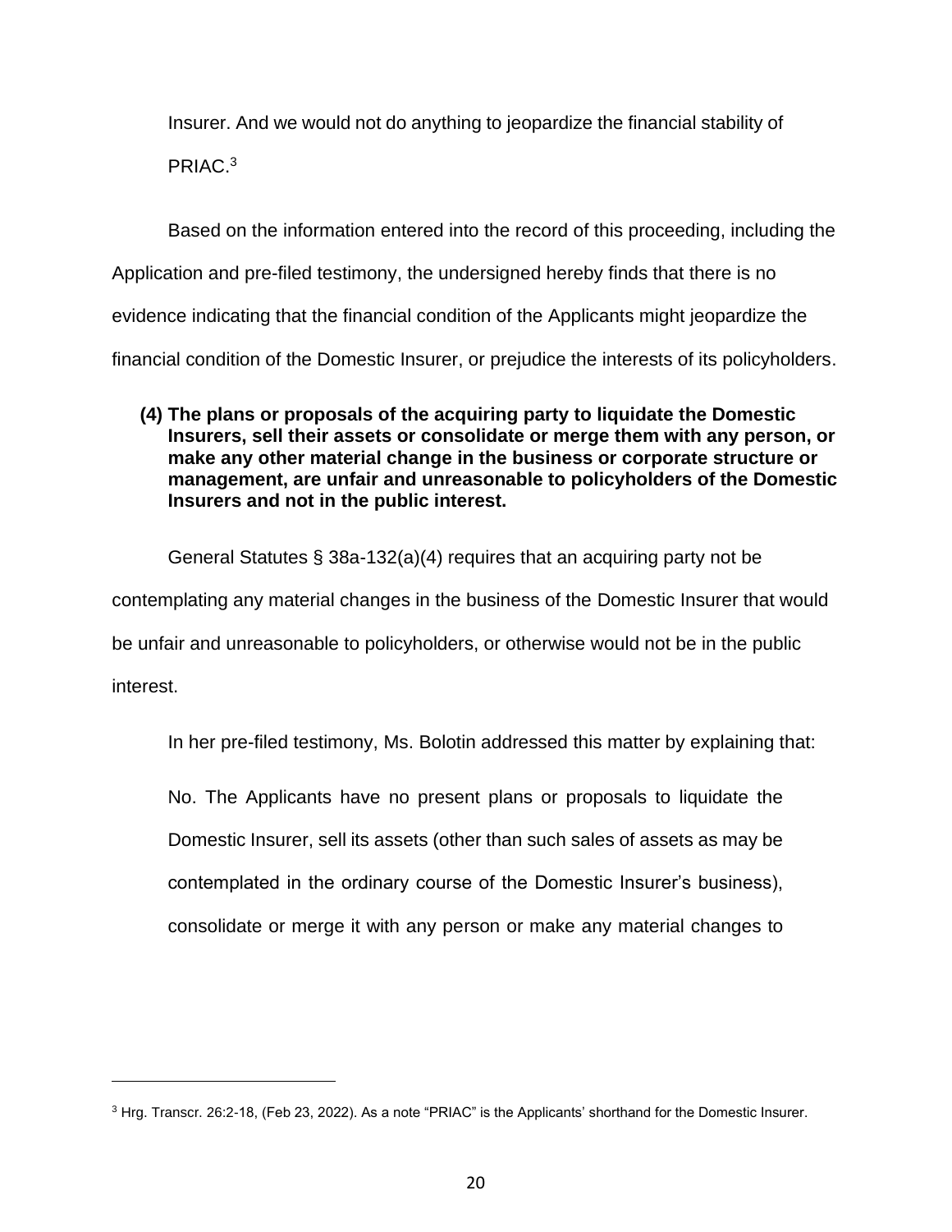Insurer. And we would not do anything to jeopardize the financial stability of PRIAC.[3]

Based on the information entered into the record of this proceeding, including the Application and pre-filed testimony, the undersigned hereby finds that there is no evidence indicating that the financial condition of the Applicants might jeopardize the financial condition of the Domestic Insurer, or prejudice the interests of its policyholders.

**(4) The plans or proposals of the acquiring party to liquidate the Domestic Insurers, sell their assets or consolidate or merge them with any person, or make any other material change in the business or corporate structure or management, are unfair and unreasonable to policyholders of the Domestic Insurers and not in the public interest.**

General Statutes § 38a-132(a)(4) requires that an acquiring party not be contemplating any material changes in the business of the Domestic Insurer that would be unfair and unreasonable to policyholders, or otherwise would not be in the public interest.

In her pre-filed testimony, Ms. Bolotin addressed this matter by explaining that:

> No. The Applicants have no present plans or proposals to liquidate the Domestic Insurer, sell its assets (other than such sales of assets as may be contemplated in the ordinary course of the Domestic Insurer's business), consolidate or merge it with any person or make any material changes to

---

[3] Hrg. Transcr. 26:2-18, (Feb 23, 2022). As a note "PRIAC" is the Applicants' shorthand for the Domestic Insurer.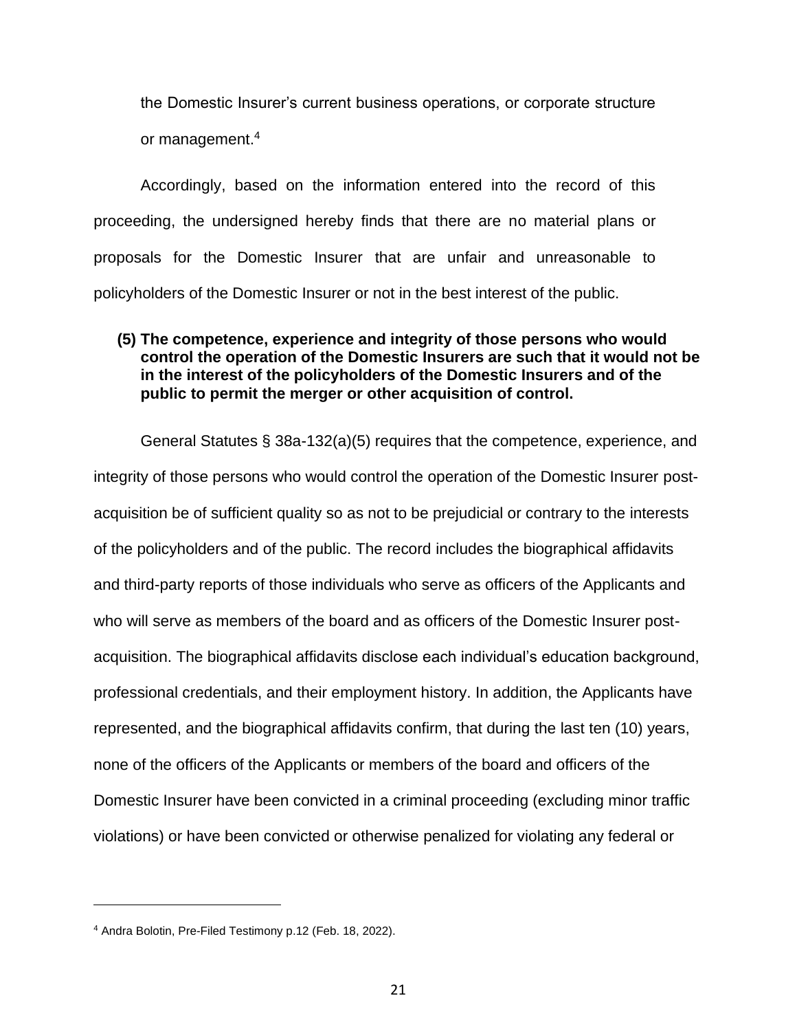the Domestic Insurer's current business operations, or corporate structure or management.[4]

Accordingly, based on the information entered into the record of this proceeding, the undersigned hereby finds that there are no material plans or proposals for the Domestic Insurer that are unfair and unreasonable to policyholders of the Domestic Insurer or not in the best interest of the public.

**(5) The competence, experience and integrity of those persons who would control the operation of the Domestic Insurers are such that it would not be in the interest of the policyholders of the Domestic Insurers and of the public to permit the merger or other acquisition of control.**

General Statutes § 38a-132(a)(5) requires that the competence, experience, and integrity of those persons who would control the operation of the Domestic Insurer post-acquisition be of sufficient quality so as not to be prejudicial or contrary to the interests of the policyholders and of the public. The record includes the biographical affidavits and third-party reports of those individuals who serve as officers of the Applicants and who will serve as members of the board and as officers of the Domestic Insurer post-acquisition. The biographical affidavits disclose each individual's education background, professional credentials, and their employment history. In addition, the Applicants have represented, and the biographical affidavits confirm, that during the last ten (10) years, none of the officers of the Applicants or members of the board and officers of the Domestic Insurer have been convicted in a criminal proceeding (excluding minor traffic violations) or have been convicted or otherwise penalized for violating any federal or

---

[4] Andra Bolotin, Pre-Filed Testimony p.12 (Feb. 18, 2022).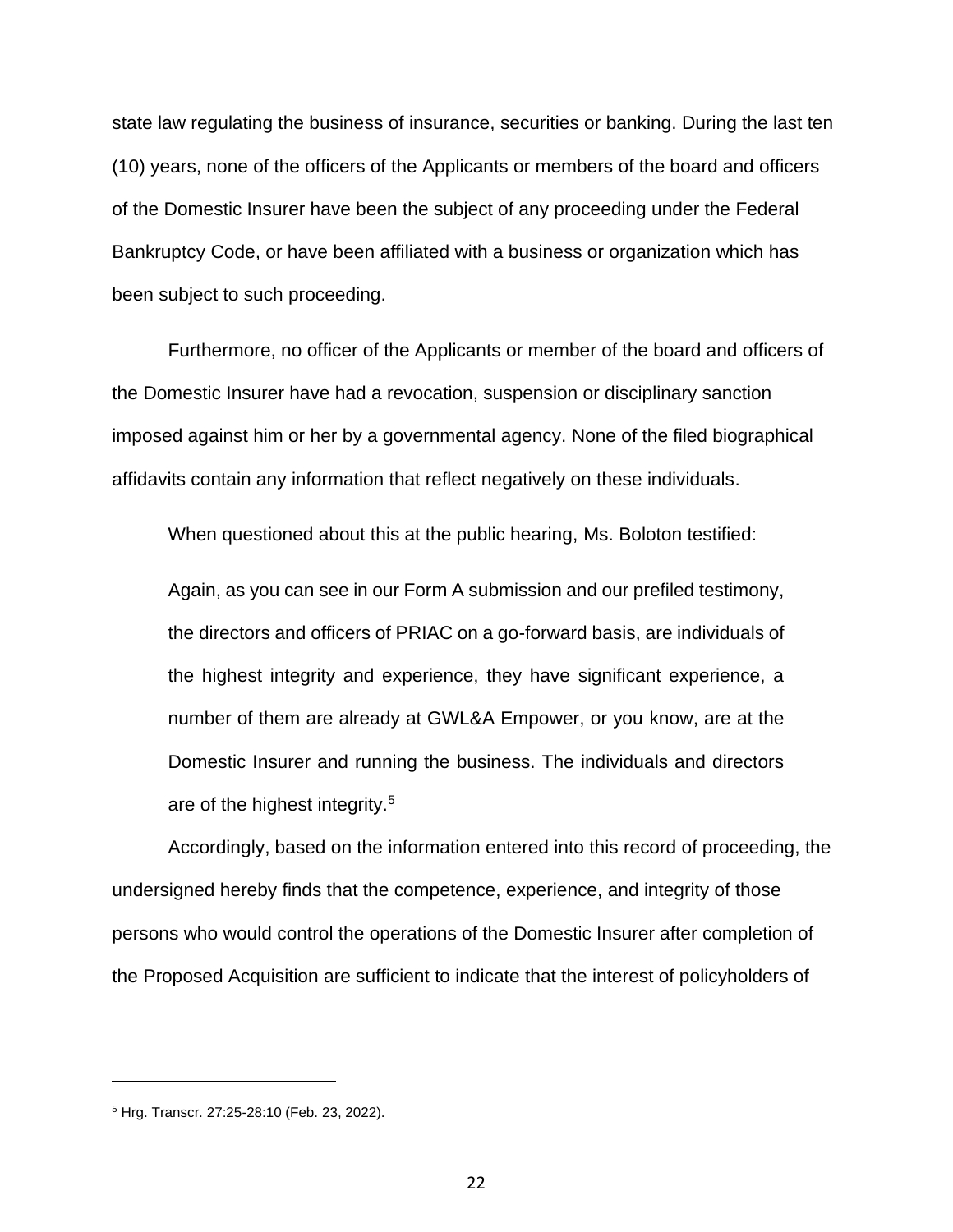state law regulating the business of insurance, securities or banking. During the last ten (10) years, none of the officers of the Applicants or members of the board and officers of the Domestic Insurer have been the subject of any proceeding under the Federal Bankruptcy Code, or have been affiliated with a business or organization which has been subject to such proceeding.

Furthermore, no officer of the Applicants or member of the board and officers of the Domestic Insurer have had a revocation, suspension or disciplinary sanction imposed against him or her by a governmental agency. None of the filed biographical affidavits contain any information that reflect negatively on these individuals.

When questioned about this at the public hearing, Ms. Boloton testified:

> Again, as you can see in our Form A submission and our prefiled testimony, the directors and officers of PRIAC on a go-forward basis, are individuals of the highest integrity and experience, they have significant experience, a number of them are already at GWL&A Empower, or you know, are at the Domestic Insurer and running the business. The individuals and directors are of the highest integrity.[5]

Accordingly, based on the information entered into this record of proceeding, the undersigned hereby finds that the competence, experience, and integrity of those persons who would control the operations of the Domestic Insurer after completion of the Proposed Acquisition are sufficient to indicate that the interest of policyholders of

---

[5] Hrg. Transcr. 27:25-28:10 (Feb. 23, 2022).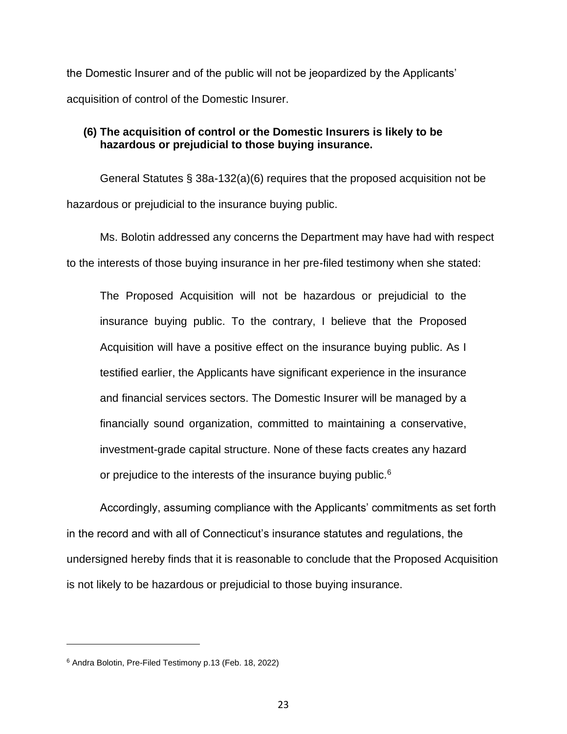the Domestic Insurer and of the public will not be jeopardized by the Applicants' acquisition of control of the Domestic Insurer.

**(6) The acquisition of control or the Domestic Insurers is likely to be hazardous or prejudicial to those buying insurance.**

General Statutes § 38a-132(a)(6) requires that the proposed acquisition not be hazardous or prejudicial to the insurance buying public.

Ms. Bolotin addressed any concerns the Department may have had with respect to the interests of those buying insurance in her pre-filed testimony when she stated:

> The Proposed Acquisition will not be hazardous or prejudicial to the insurance buying public. To the contrary, I believe that the Proposed Acquisition will have a positive effect on the insurance buying public. As I testified earlier, the Applicants have significant experience in the insurance and financial services sectors. The Domestic Insurer will be managed by a financially sound organization, committed to maintaining a conservative, investment-grade capital structure. None of these facts creates any hazard or prejudice to the interests of the insurance buying public.[6]

Accordingly, assuming compliance with the Applicants' commitments as set forth in the record and with all of Connecticut's insurance statutes and regulations, the undersigned hereby finds that it is reasonable to conclude that the Proposed Acquisition is not likely to be hazardous or prejudicial to those buying insurance.

---

[6] Andra Bolotin, Pre-Filed Testimony p.13 (Feb. 18, 2022)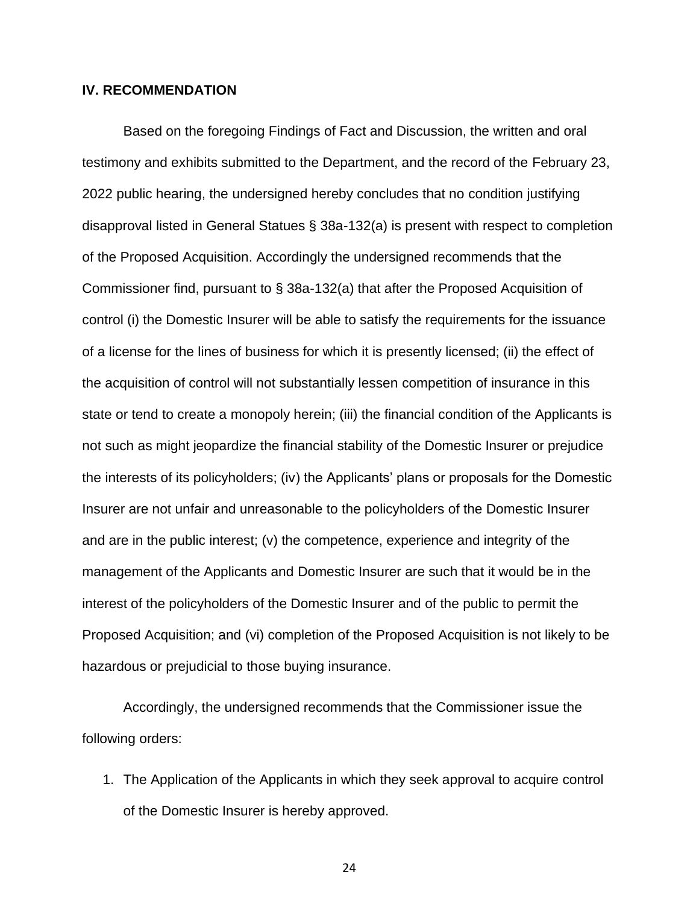## IV. RECOMMENDATION

Based on the foregoing Findings of Fact and Discussion, the written and oral testimony and exhibits submitted to the Department, and the record of the February 23, 2022 public hearing, the undersigned hereby concludes that no condition justifying disapproval listed in General Statues § 38a-132(a) is present with respect to completion of the Proposed Acquisition. Accordingly the undersigned recommends that the Commissioner find, pursuant to § 38a-132(a) that after the Proposed Acquisition of control (i) the Domestic Insurer will be able to satisfy the requirements for the issuance of a license for the lines of business for which it is presently licensed; (ii) the effect of the acquisition of control will not substantially lessen competition of insurance in this state or tend to create a monopoly herein; (iii) the financial condition of the Applicants is not such as might jeopardize the financial stability of the Domestic Insurer or prejudice the interests of its policyholders; (iv) the Applicants' plans or proposals for the Domestic Insurer are not unfair and unreasonable to the policyholders of the Domestic Insurer and are in the public interest; (v) the competence, experience and integrity of the management of the Applicants and Domestic Insurer are such that it would be in the interest of the policyholders of the Domestic Insurer and of the public to permit the Proposed Acquisition; and (vi) completion of the Proposed Acquisition is not likely to be hazardous or prejudicial to those buying insurance.

Accordingly, the undersigned recommends that the Commissioner issue the following orders:

1. The Application of the Applicants in which they seek approval to acquire control of the Domestic Insurer is hereby approved.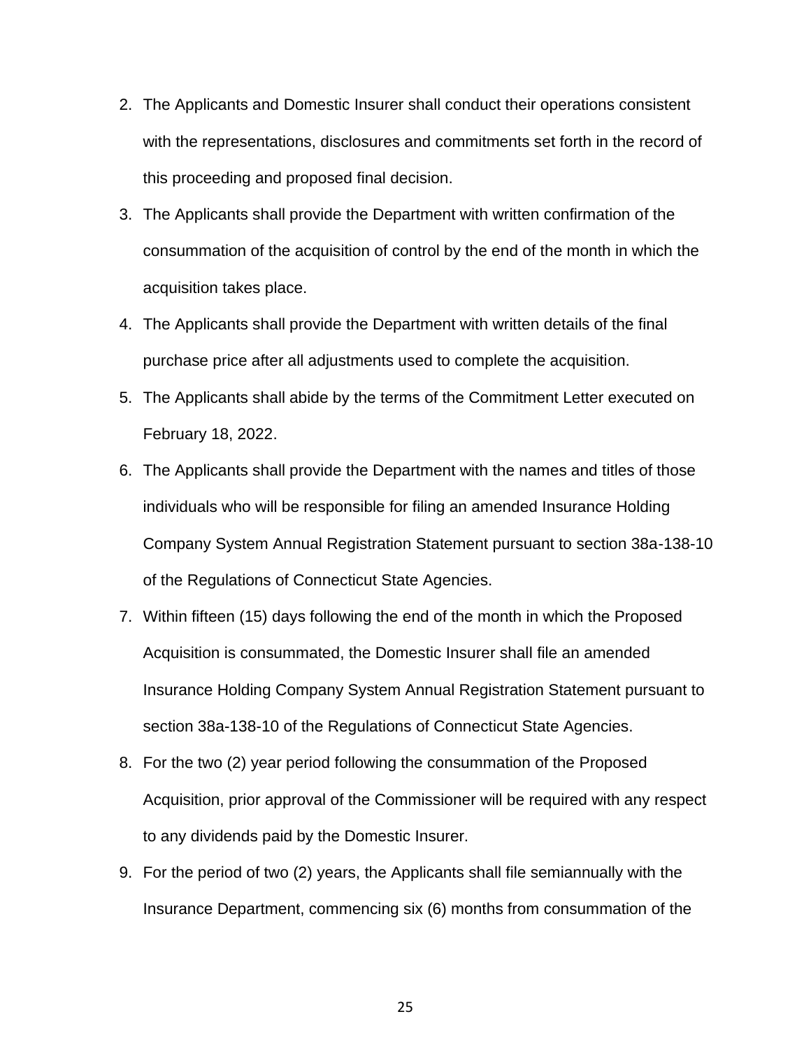2. The Applicants and Domestic Insurer shall conduct their operations consistent with the representations, disclosures and commitments set forth in the record of this proceeding and proposed final decision.
3. The Applicants shall provide the Department with written confirmation of the consummation of the acquisition of control by the end of the month in which the acquisition takes place.
4. The Applicants shall provide the Department with written details of the final purchase price after all adjustments used to complete the acquisition.
5. The Applicants shall abide by the terms of the Commitment Letter executed on February 18, 2022.
6. The Applicants shall provide the Department with the names and titles of those individuals who will be responsible for filing an amended Insurance Holding Company System Annual Registration Statement pursuant to section 38a-138-10 of the Regulations of Connecticut State Agencies.
7. Within fifteen (15) days following the end of the month in which the Proposed Acquisition is consummated, the Domestic Insurer shall file an amended Insurance Holding Company System Annual Registration Statement pursuant to section 38a-138-10 of the Regulations of Connecticut State Agencies.
8. For the two (2) year period following the consummation of the Proposed Acquisition, prior approval of the Commissioner will be required with any respect to any dividends paid by the Domestic Insurer.
9. For the period of two (2) years, the Applicants shall file semiannually with the Insurance Department, commencing six (6) months from consummation of the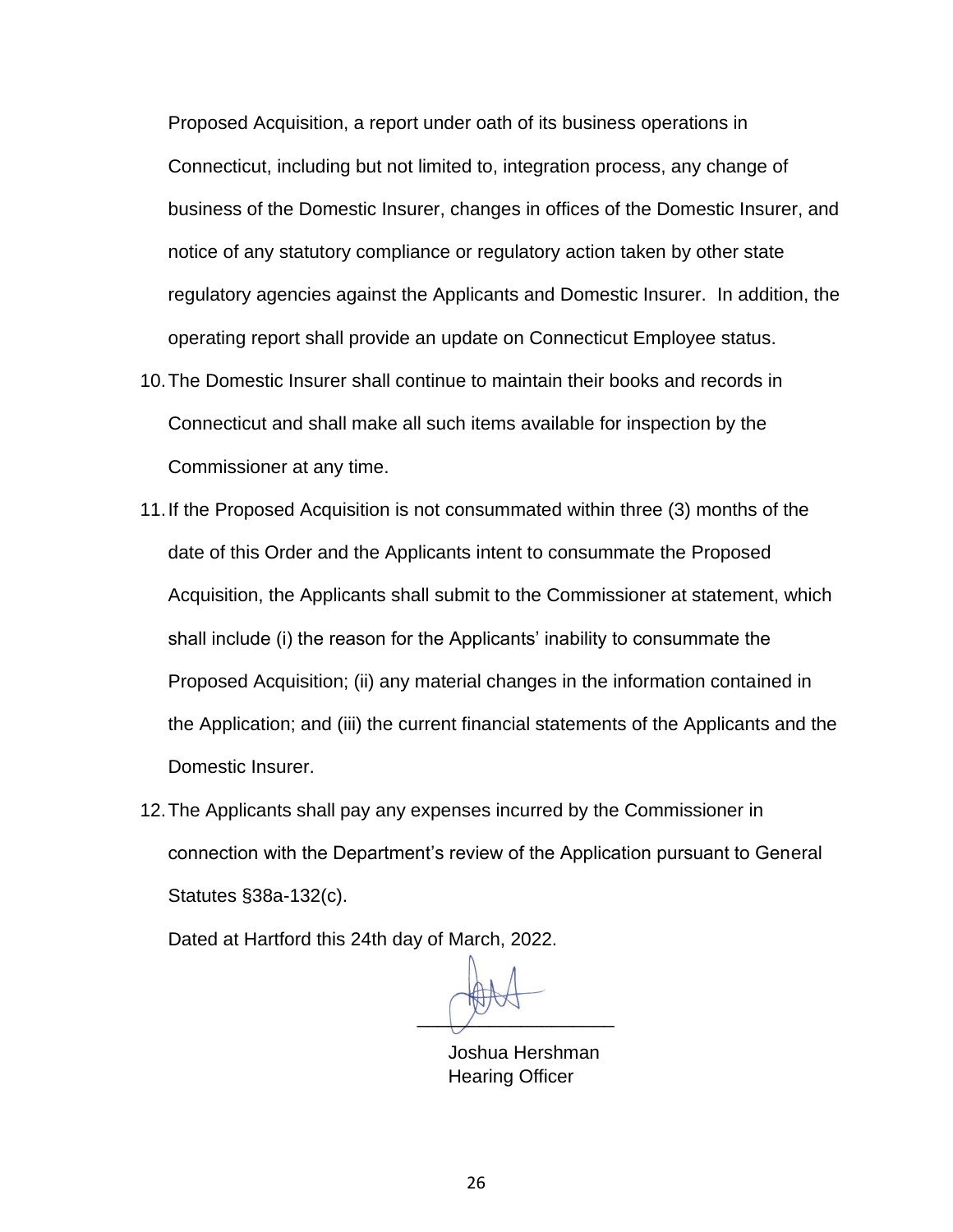Proposed Acquisition, a report under oath of its business operations in Connecticut, including but not limited to, integration process, any change of business of the Domestic Insurer, changes in offices of the Domestic Insurer, and notice of any statutory compliance or regulatory action taken by other state regulatory agencies against the Applicants and Domestic Insurer. In addition, the operating report shall provide an update on Connecticut Employee status.

10. The Domestic Insurer shall continue to maintain their books and records in Connecticut and shall make all such items available for inspection by the Commissioner at any time.

11. If the Proposed Acquisition is not consummated within three (3) months of the date of this Order and the Applicants intent to consummate the Proposed Acquisition, the Applicants shall submit to the Commissioner at statement, which shall include (i) the reason for the Applicants' inability to consummate the Proposed Acquisition; (ii) any material changes in the information contained in the Application; and (iii) the current financial statements of the Applicants and the Domestic Insurer.

12. The Applicants shall pay any expenses incurred by the Commissioner in connection with the Department's review of the Application pursuant to General Statutes §38a-132(c).

Dated at Hartford this 24th day of March, 2022.

___________________

Joshua Hershman
Hearing Officer